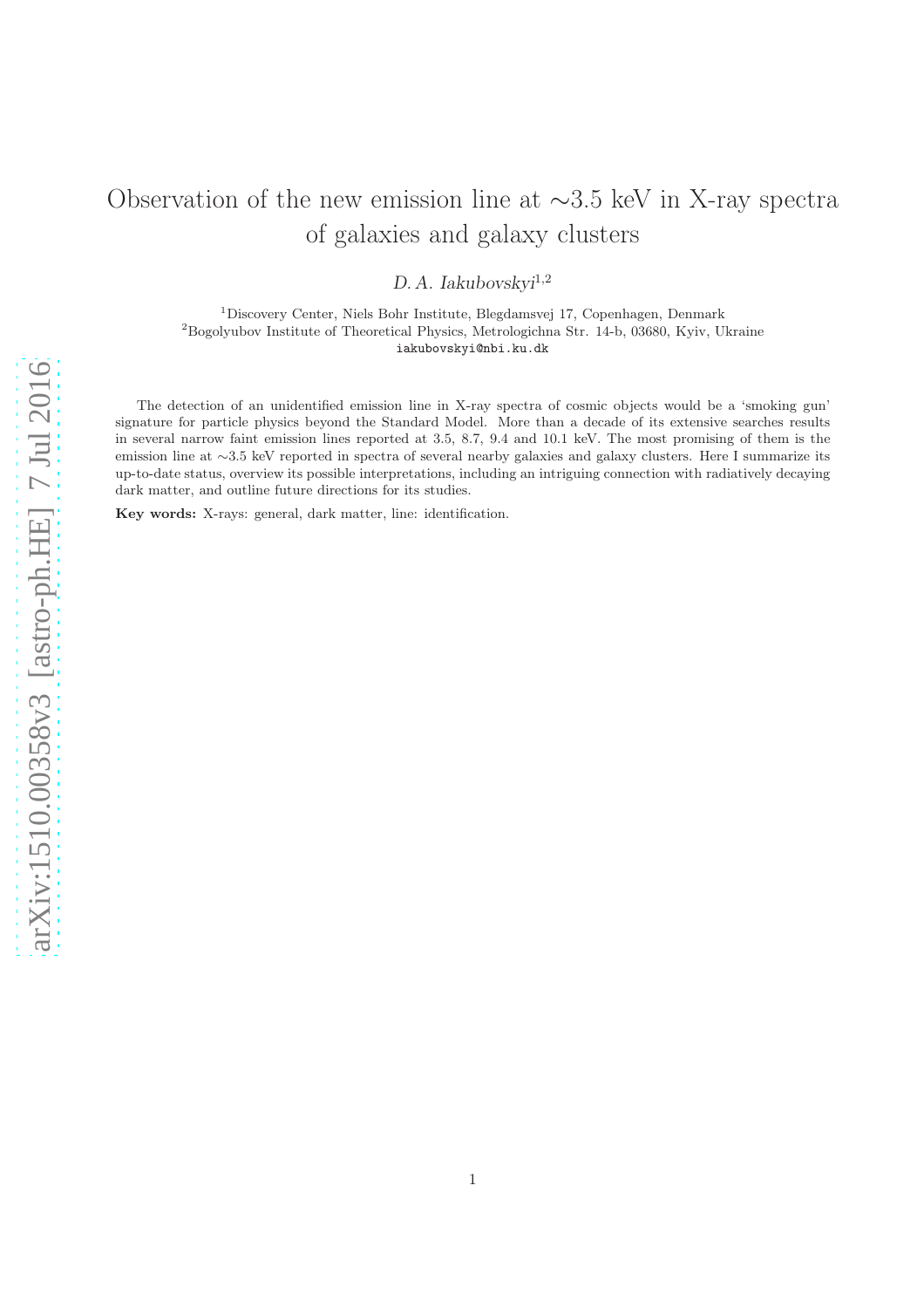# Observation of the new emission line at ∼3.5 keV in X-ray spectra of galaxies and galaxy clusters

*D. A. Iakubovskyi*[1,2]

[1]Discovery Center, Niels Bohr Institute, Blegdamsvej 17, Copenhagen, Denmark
[2]Bogolyubov Institute of Theoretical Physics, Metrologichna Str. 14-b, 03680, Kyiv, Ukraine
iakubovskyi@nbi.ku.dk

The detection of an unidentified emission line in X-ray spectra of cosmic objects would be a 'smoking gun' signature for particle physics beyond the Standard Model. More than a decade of its extensive searches results in several narrow faint emission lines reported at 3.5, 8.7, 9.4 and 10.1 keV. The most promising of them is the emission line at ∼3.5 keV reported in spectra of several nearby galaxies and galaxy clusters. Here I summarize its up-to-date status, overview its possible interpretations, including an intriguing connection with radiatively decaying dark matter, and outline future directions for its studies.

**Key words:** X-rays: general, dark matter, line: identification.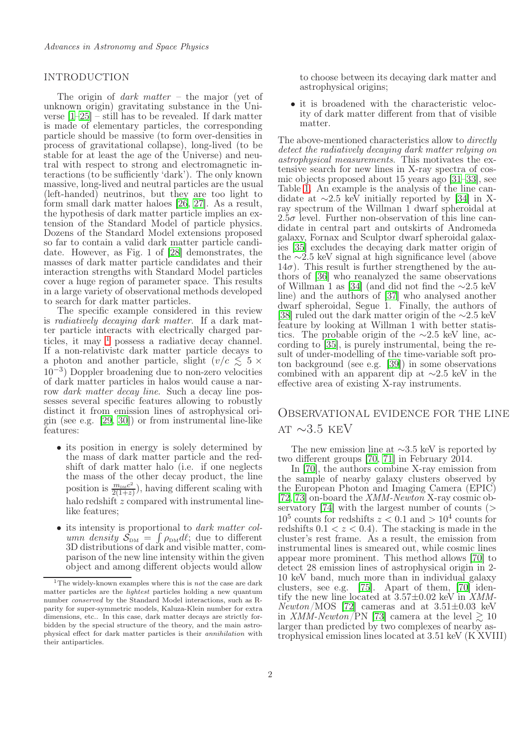## INTRODUCTION

The origin of *dark matter* – the major (yet of unknown origin) gravitating substance in the Universe [1–25] – still has to be revealed. If dark matter is made of elementary particles, the corresponding particle should be massive (to form over-densities in process of gravitational collapse), long-lived (to be stable for at least the age of the Universe) and neutral with respect to strong and electromagnetic interactions (to be sufficiently 'dark'). The only known massive, long-lived and neutral particles are the usual (left-handed) neutrinos, but they are too light to form small dark matter haloes [26, 27]. As a result, the hypothesis of dark matter particle implies an extension of the Standard Model of particle physics. Dozens of the Standard Model extensions proposed so far to contain a valid dark matter particle candidate. However, as Fig. 1 of [28] demonstrates, the masses of dark matter particle candidates and their interaction strengths with Standard Model particles cover a huge region of parameter space. This results in a large variety of observational methods developed to search for dark matter particles.

The specific example considered in this review is *radiatively decaying dark matter*. If a dark matter particle interacts with electrically charged particles, it may [1] possess a radiative decay channel. If a non-relativistc dark matter particle decays to a photon and another particle, slight ($v/c \lesssim 5 \times 10^{-3}$) Doppler broadening due to non-zero velocities of dark matter particles in halos would cause a narrow *dark matter decay line*. Such a decay line possesses several specific features allowing to robustly distinct it from emission lines of astrophysical origin (see e.g. [29, 30]) or from instrumental line-like features:

- its position in energy is solely determined by the mass of dark matter particle and the redshift of dark matter halo (i.e. if one neglects the mass of the other decay product, the line position is $\frac{m_{\rm DM}c^2}{2(1+z)}$), having different scaling with halo redshift $z$ compared with instrumental line-like features;
- its intensity is proportional to *dark matter column density* $\mathcal{S}_{\rm DM} = \int \rho_{\rm DM} d\ell$; due to different 3D distributions of dark and visible matter, comparison of the new line intensity within the given object and among different objects would allow to choose between its decaying dark matter and astrophysical origins;
- it is broadened with the characteristic velocity of dark matter different from that of visible matter.

The above-mentioned characteristics allow to *directly detect the radiatively decaying dark matter relying on astrophysical measurements*. This motivates the extensive search for new lines in X-ray spectra of cosmic objects proposed about 15 years ago [31–33], see Table 1. An example is the analysis of the line candidate at ∼2.5 keV initially reported by [34] in X-ray spectrum of the Willman 1 dwarf spheroidal at $2.5\sigma$ level. Further non-observation of this line candidate in central part and outskirts of Andromeda galaxy, Fornax and Sculptor dwarf spheroidal galaxies [35] excludes the decaying dark matter origin of the ∼2.5 keV signal at high significance level (above $14\sigma$). This result is further strengthened by the authors of [36] who reanalyzed the same observations of Willman 1 as [34] (and did not find the ∼2.5 keV line) and the authors of [37] who analysed another dwarf spheroidal, Segue 1. Finally, the authors of [38] ruled out the dark matter origin of the ∼2.5 keV feature by looking at Willman 1 with better statistics. The probable origin of the ∼2.5 keV line, according to [35], is purely instrumental, being the result of under-modelling of the time-variable soft proton background (see e.g. [39]) in some observations combined with an apparent dip at ∼2.5 keV in the effective area of existing X-ray instruments.

[1] The widely-known examples where this is *not* the case are dark matter particles are the *lightest* particles holding a new quantum number *conserved* by the Standard Model interactions, such as R-parity for super-symmetric models, Kaluza-Klein number for extra dimensions, etc.. In this case, dark matter decays are strictly forbidden by the special structure of the theory, and the main astrophysical effect for dark matter particles is their *annihilation* with their antiparticles.

## OBSERVATIONAL EVIDENCE FOR THE LINE AT ∼3.5 KEV

The new emission line at ∼3.5 keV is reported by two different groups [70, 71] in February 2014.

In [70], the authors combine X-ray emission from the sample of nearby galaxy clusters observed by the European Photon and Imaging Camera (EPIC) [72, 73] on-board the *XMM-Newton* X-ray cosmic observatory [74] with the largest number of counts ($> 10^5$ counts for redshifts $z < 0.1$ and $> 10^4$ counts for redshifts $0.1 < z < 0.4$). The stacking is made in the cluster's rest frame. As a result, the emission from instrumental lines is smeared out, while cosmic lines appear more prominent. This method allows [70] to detect 28 emission lines of astrophysical origin in 2-10 keV band, much more than in individual galaxy clusters, see e.g. [75]. Apart of them, [70] identify the new line located at 3.57±0.02 keV in *XMM-Newton*/MOS [72] cameras and at 3.51±0.03 keV in *XMM-Newton*/PN [73] camera at the level $\gtrsim 10$ larger than predicted by two complexes of nearby astrophysical emission lines located at 3.51 keV (K XVIII)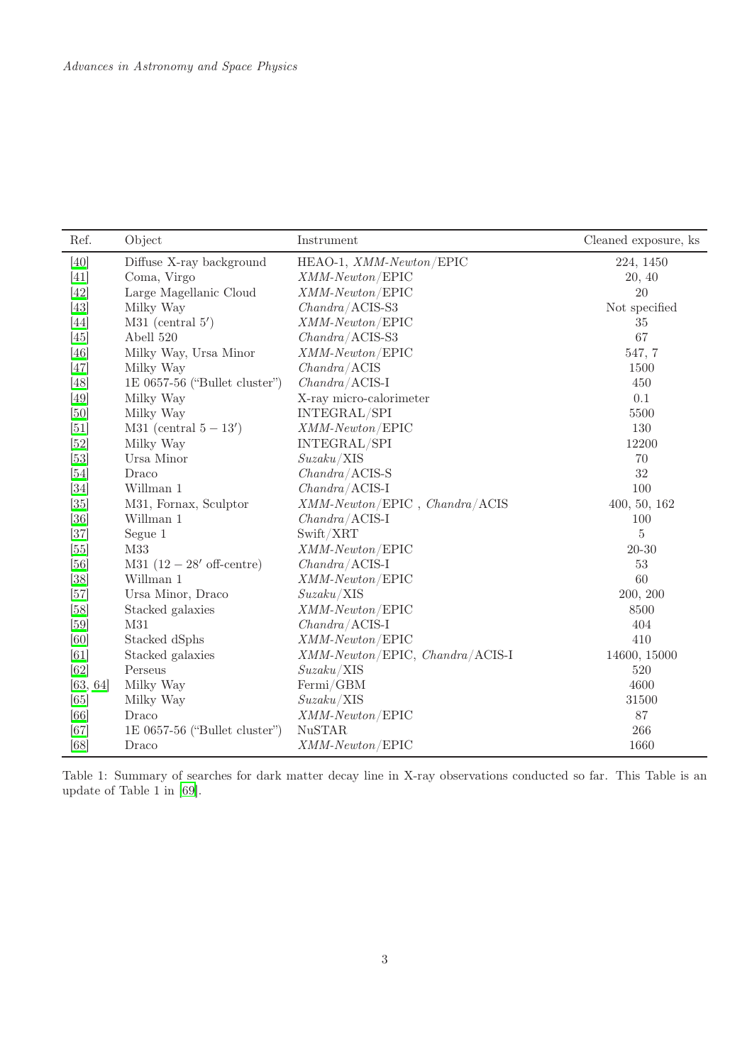| Ref. | Object | Instrument | Cleaned exposure, ks |
|---|---|---|---|
| [40] | Diffuse X-ray background | HEAO-1, *XMM-Newton*/EPIC | 224, 1450 |
| [41] | Coma, Virgo | *XMM-Newton*/EPIC | 20, 40 |
| [42] | Large Magellanic Cloud | *XMM-Newton*/EPIC | 20 |
| [43] | Milky Way | *Chandra*/ACIS-S3 | Not specified |
| [44] | M31 (central $5'$) | *XMM-Newton*/EPIC | 35 |
| [45] | Abell 520 | *Chandra*/ACIS-S3 | 67 |
| [46] | Milky Way, Ursa Minor | *XMM-Newton*/EPIC | 547, 7 |
| [47] | Milky Way | *Chandra*/ACIS | 1500 |
| [48] | 1E 0657-56 ("Bullet cluster") | *Chandra*/ACIS-I | 450 |
| [49] | Milky Way | X-ray micro-calorimeter | 0.1 |
| [50] | Milky Way | INTEGRAL/SPI | 5500 |
| [51] | M31 (central $5-13'$) | *XMM-Newton*/EPIC | 130 |
| [52] | Milky Way | INTEGRAL/SPI | 12200 |
| [53] | Ursa Minor | *Suzaku*/XIS | 70 |
| [54] | Draco | *Chandra*/ACIS-S | 32 |
| [34] | Willman 1 | *Chandra*/ACIS-I | 100 |
| [35] | M31, Fornax, Sculptor | *XMM-Newton*/EPIC , *Chandra*/ACIS | 400, 50, 162 |
| [36] | Willman 1 | *Chandra*/ACIS-I | 100 |
| [37] | Segue 1 | Swift/XRT | 5 |
| [55] | M33 | *XMM-Newton*/EPIC | 20-30 |
| [56] | M31 ($12-28'$ off-centre) | *Chandra*/ACIS-I | 53 |
| [38] | Willman 1 | *XMM-Newton*/EPIC | 60 |
| [57] | Ursa Minor, Draco | *Suzaku*/XIS | 200, 200 |
| [58] | Stacked galaxies | *XMM-Newton*/EPIC | 8500 |
| [59] | M31 | *Chandra*/ACIS-I | 404 |
| [60] | Stacked dSphs | *XMM-Newton*/EPIC | 410 |
| [61] | Stacked galaxies | *XMM-Newton*/EPIC, *Chandra*/ACIS-I | 14600, 15000 |
| [62] | Perseus | *Suzaku*/XIS | 520 |
| [63, 64] | Milky Way | Fermi/GBM | 4600 |
| [65] | Milky Way | *Suzaku*/XIS | 31500 |
| [66] | Draco | *XMM-Newton*/EPIC | 87 |
| [67] | 1E 0657-56 ("Bullet cluster") | NuSTAR | 266 |
| [68] | Draco | *XMM-Newton*/EPIC | 1660 |

Table 1: Summary of searches for dark matter decay line in X-ray observations conducted so far. This Table is an update of Table 1 in [69].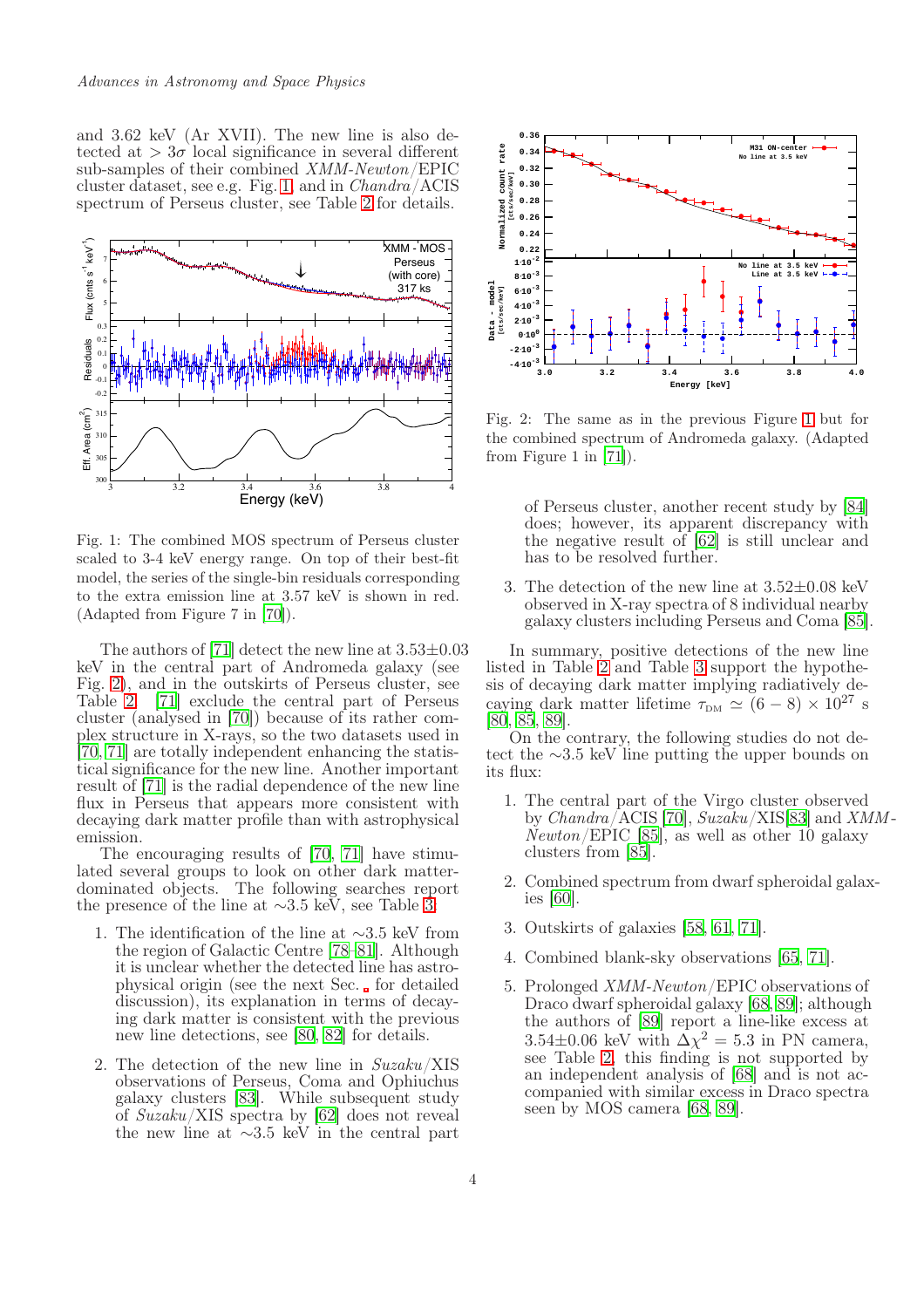and 3.62 keV (Ar XVII). The new line is also detected at $> 3\sigma$ local significance in several different sub-samples of their combined *XMM-Newton*/EPIC cluster dataset, see e.g. Fig. 1, and in *Chandra*/ACIS spectrum of Perseus cluster, see Table 2 for details.

Fig. 1: The combined MOS spectrum of Perseus cluster scaled to 3-4 keV energy range. On top of their best-fit model, the series of the single-bin residuals corresponding to the extra emission line at 3.57 keV is shown in red. (Adapted from Figure 7 in [70]).

The authors of [71] detect the new line at $3.53 \pm 0.03$ keV in the central part of Andromeda galaxy (see Fig. 2), and in the outskirts of Perseus cluster, see Table 2. [71] exclude the central part of Perseus cluster (analysed in [70]) because of its rather complex structure in X-rays, so the two datasets used in [70, 71] are totally independent enhancing the statistical significance for the new line. Another important result of [71] is the radial dependence of the new line flux in Perseus that appears more consistent with decaying dark matter profile than with astrophysical emission.

The encouraging results of [70, 71] have stimulated several groups to look on other dark matter-dominated objects. The following searches report the presence of the line at $\sim$3.5 keV, see Table 3:

1. The identification of the line at $\sim$3.5 keV from the region of Galactic Centre [78–81]. Although it is unclear whether the detected line has astrophysical origin (see the next Sec. for detailed discussion), its explanation in terms of decaying dark matter is consistent with the previous new line detections, see [80, 82] for details.

2. The detection of the new line in *Suzaku*/XIS observations of Perseus, Coma and Ophiuchus galaxy clusters [83]. While subsequent study of *Suzaku*/XIS spectra by [62] does not reveal the new line at $\sim$3.5 keV in the central part of Perseus cluster, another recent study by [84] does; however, its apparent discrepancy with the negative result of [62] is still unclear and has to be resolved further.

3. The detection of the new line at $3.52 \pm 0.08$ keV observed in X-ray spectra of 8 individual nearby galaxy clusters including Perseus and Coma [85].

Fig. 2: The same as in the previous Figure 1 but for the combined spectrum of Andromeda galaxy. (Adapted from Figure 1 in [71]).

In summary, positive detections of the new line listed in Table 2 and Table 3 support the hypothesis of decaying dark matter implying radiatively decaying dark matter lifetime $\tau_{\rm DM} \simeq (6-8) \times 10^{27}$ s [80, 85, 89].

On the contrary, the following studies do not detect the $\sim$3.5 keV line putting the upper bounds on its flux:

1. The central part of the Virgo cluster observed by *Chandra*/ACIS [70], *Suzaku*/XIS[83] and *XMM-Newton*/EPIC [85], as well as other 10 galaxy clusters from [85].

2. Combined spectrum from dwarf spheroidal galaxies [60].

3. Outskirts of galaxies [58, 61, 71].

4. Combined blank-sky observations [65, 71].

5. Prolonged *XMM-Newton*/EPIC observations of Draco dwarf spheroidal galaxy [68, 89]; although the authors of [89] report a line-like excess at $3.54 \pm 0.06$ keV with $\Delta\chi^2 = 5.3$ in PN camera, see Table 2, this finding is not supported by an independent analysis of [68] and is not accompanied with similar excess in Draco spectra seen by MOS camera [68, 89].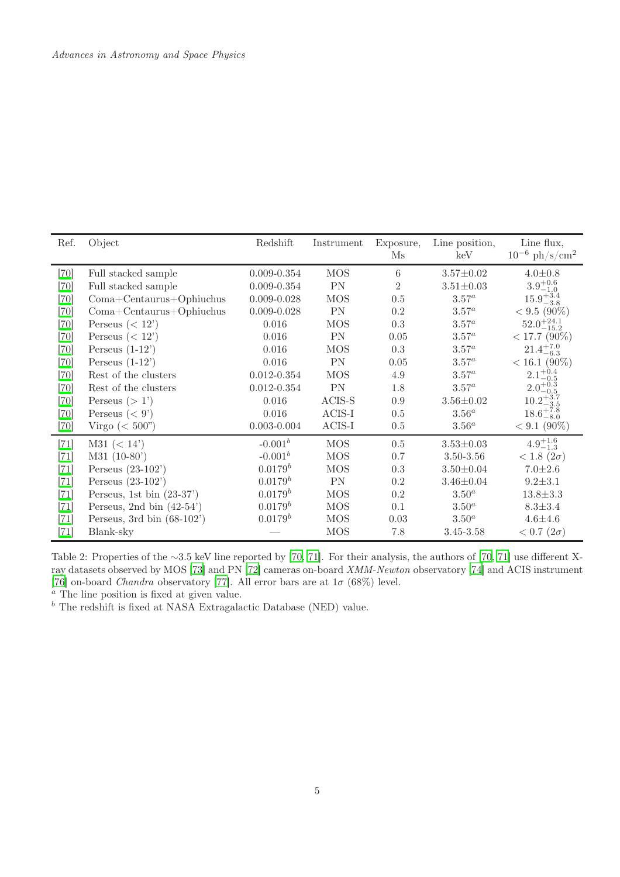| Ref. | Object | Redshift | Instrument | Exposure, Ms | Line position, keV | Line flux, $10^{-6}$ ph/s/cm$^2$ |
|---|---|---|---|---|---|---|
| [70] | Full stacked sample | 0.009-0.354 | MOS | 6 | $3.57\pm0.02$ | $4.0\pm0.8$ |
| [70] | Full stacked sample | 0.009-0.354 | PN | 2 | $3.51\pm0.03$ | $3.9^{+0.6}_{-1.0}$ |
| [70] | Coma+Centaurus+Ophiuchus | 0.009-0.028 | MOS | 0.5 | $3.57^a$ | $15.9^{+3.4}_{-3.8}$ |
| [70] | Coma+Centaurus+Ophiuchus | 0.009-0.028 | PN | 0.2 | $3.57^a$ | $< 9.5$ (90%) |
| [70] | Perseus ($< 12'$) | 0.016 | MOS | 0.3 | $3.57^a$ | $52.0^{+24.1}_{-15.2}$ |
| [70] | Perseus ($< 12'$) | 0.016 | PN | 0.05 | $3.57^a$ | $< 17.7$ (90%) |
| [70] | Perseus (1-12') | 0.016 | MOS | 0.3 | $3.57^a$ | $21.4^{+7.0}_{-6.3}$ |
| [70] | Perseus (1-12') | 0.016 | PN | 0.05 | $3.57^a$ | $< 16.1$ (90%) |
| [70] | Rest of the clusters | 0.012-0.354 | MOS | 4.9 | $3.57^a$ | $2.1^{+0.4}_{-0.5}$ |
| [70] | Rest of the clusters | 0.012-0.354 | PN | 1.8 | $3.57^a$ | $2.0^{+0.3}_{-0.5}$ |
| [70] | Perseus ($> 1'$) | 0.016 | ACIS-S | 0.9 | $3.56\pm0.02$ | $10.2^{+3.7}_{-3.5}$ |
| [70] | Perseus ($< 9'$) | 0.016 | ACIS-I | 0.5 | $3.56^a$ | $18.6^{+7.8}_{-8.0}$ |
| [70] | Virgo ($< 500''$) | 0.003-0.004 | ACIS-I | 0.5 | $3.56^a$ | $< 9.1$ (90%) |
| [71] | M31 ($< 14'$) | $-0.001^b$ | MOS | 0.5 | $3.53\pm0.03$ | $4.9^{+1.6}_{-1.3}$ |
| [71] | M31 (10-80') | $-0.001^b$ | MOS | 0.7 | 3.50-3.56 | $< 1.8$ ($2\sigma$) |
| [71] | Perseus (23-102') | $0.0179^b$ | MOS | 0.3 | $3.50\pm0.04$ | $7.0\pm2.6$ |
| [71] | Perseus (23-102') | $0.0179^b$ | PN | 0.2 | $3.46\pm0.04$ | $9.2\pm3.1$ |
| [71] | Perseus, 1st bin (23-37') | $0.0179^b$ | MOS | 0.2 | $3.50^a$ | $13.8\pm3.3$ |
| [71] | Perseus, 2nd bin (42-54') | $0.0179^b$ | MOS | 0.1 | $3.50^a$ | $8.3\pm3.4$ |
| [71] | Perseus, 3rd bin (68-102') | $0.0179^b$ | MOS | 0.03 | $3.50^a$ | $4.6\pm4.6$ |
| [71] | Blank-sky | — | MOS | 7.8 | 3.45-3.58 | $< 0.7$ ($2\sigma$) |

Table 2: Properties of the ~3.5 keV line reported by [70, 71]. For their analysis, the authors of [70, 71] use different X-ray datasets observed by MOS [73] and PN [72] cameras on-board *XMM-Newton* observatory [74] and ACIS instrument [76] on-board *Chandra* observatory [77]. All error bars are at $1\sigma$ (68%) level.
[a] The line position is fixed at given value.
[b] The redshift is fixed at NASA Extragalactic Database (NED) value.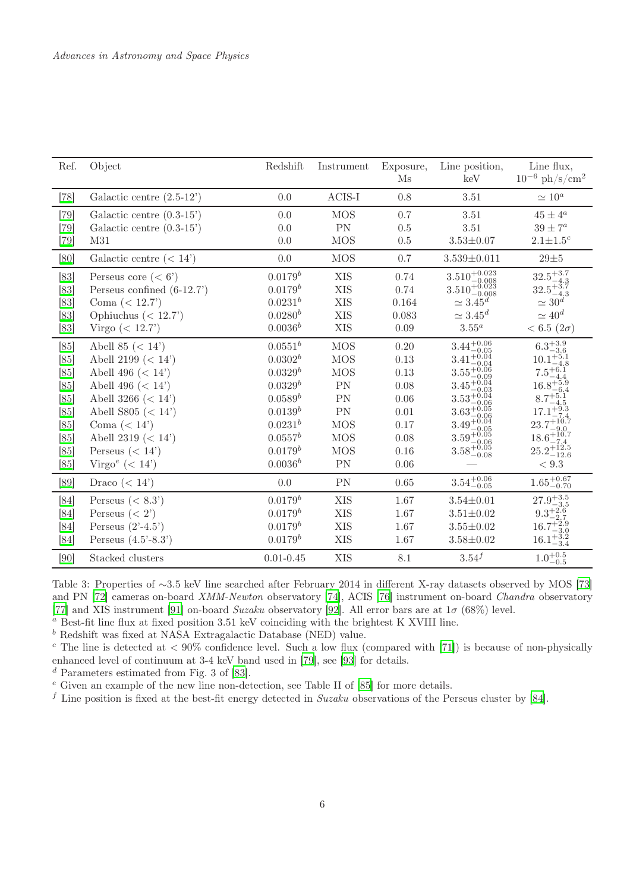| Ref. | Object | Redshift | Instrument | Exposure, Ms | Line position, keV | Line flux, $10^{-6}$ ph/s/cm$^2$ |
|---|---|---|---|---|---|---|
| [78] | Galactic centre (2.5-12') | 0.0 | ACIS-I | 0.8 | 3.51 | $\simeq 10^a$ |
| [79] | Galactic centre (0.3-15') | 0.0 | MOS | 0.7 | 3.51 | $45 \pm 4^a$ |
| [79] | Galactic centre (0.3-15') | 0.0 | PN | 0.5 | 3.51 | $39 \pm 7^a$ |
| [79] | M31 | 0.0 | MOS | 0.5 | $3.53 \pm 0.07$ | $2.1 \pm 1.5^c$ |
| [80] | Galactic centre (< 14') | 0.0 | MOS | 0.7 | $3.539 \pm 0.011$ | $29 \pm 5$ |
| [83] | Perseus core (< 6') | $0.0179^b$ | XIS | 0.74 | $3.510^{+0.023}_{-0.008}$ | $32.5^{+3.7}_{-4.3}$ |
| [83] | Perseus confined (6-12.7') | $0.0179^b$ | XIS | 0.74 | $3.510^{+0.023}_{-0.008}$ | $32.5^{+3.7}_{-4.3}$ |
| [83] | Coma (< 12.7') | $0.0231^b$ | XIS | 0.164 | $\simeq 3.45^d$ | $\simeq 30^d$ |
| [83] | Ophiuchus (< 12.7') | $0.0280^b$ | XIS | 0.083 | $\simeq 3.45^d$ | $\simeq 40^d$ |
| [83] | Virgo (< 12.7') | $0.0036^b$ | XIS | 0.09 | $3.55^a$ | $< 6.5$ ($2\sigma$) |
| [85] | Abell 85 (< 14') | $0.0551^b$ | MOS | 0.20 | $3.44^{+0.06}_{-0.05}$ | $6.3^{+3.9}_{-3.6}$ |
| [85] | Abell 2199 (< 14') | $0.0302^b$ | MOS | 0.13 | $3.41^{+0.04}_{-0.04}$ | $10.1^{+5.1}_{-4.8}$ |
| [85] | Abell 496 (< 14') | $0.0329^b$ | MOS | 0.13 | $3.55^{+0.06}_{-0.09}$ | $7.5^{+6.1}_{-4.4}$ |
| [85] | Abell 496 (< 14') | $0.0329^b$ | PN | 0.08 | $3.45^{+0.04}_{-0.03}$ | $16.8^{+5.9}_{-6.4}$ |
| [85] | Abell 3266 (< 14') | $0.0589^b$ | PN | 0.06 | $3.53^{+0.04}_{-0.06}$ | $8.7^{+5.1}_{-4.5}$ |
| [85] | Abell S805 (< 14') | $0.0139^b$ | PN | 0.01 | $3.63^{+0.05}_{-0.06}$ | $17.1^{+9.3}_{-7.4}$ |
| [85] | Coma (< 14') | $0.0231^b$ | MOS | 0.17 | $3.49^{+0.04}_{-0.05}$ | $23.7^{+10.7}_{-9.0}$ |
| [85] | Abell 2319 (< 14') | $0.0557^b$ | MOS | 0.08 | $3.59^{+0.05}_{-0.06}$ | $18.6^{+10.7}_{-7.4}$ |
| [85] | Perseus (< 14') | $0.0179^b$ | MOS | 0.16 | $3.58^{+0.05}_{-0.08}$ | $25.2^{+12.5}_{-12.6}$ |
| [85] | Virgo$^e$ (< 14') | $0.0036^b$ | PN | 0.06 | — | $< 9.3$ |
| [89] | Draco (< 14') | 0.0 | PN | 0.65 | $3.54^{+0.06}_{-0.05}$ | $1.65^{+0.67}_{-0.70}$ |
| [84] | Perseus (< 8.3') | $0.0179^b$ | XIS | 1.67 | $3.54 \pm 0.01$ | $27.9^{+3.5}_{-3.5}$ |
| [84] | Perseus (< 2') | $0.0179^b$ | XIS | 1.67 | $3.51 \pm 0.02$ | $9.3^{+2.6}_{-2.7}$ |
| [84] | Perseus (2'-4.5') | $0.0179^b$ | XIS | 1.67 | $3.55 \pm 0.02$ | $16.7^{+2.9}_{-3.0}$ |
| [84] | Perseus (4.5'-8.3') | $0.0179^b$ | XIS | 1.67 | $3.58 \pm 0.02$ | $16.1^{+3.2}_{-3.4}$ |
| [90] | Stacked clusters | 0.01-0.45 | XIS | 8.1 | $3.54^f$ | $1.0^{+0.5}_{-0.5}$ |

Table 3: Properties of ∼3.5 keV line searched after February 2014 in different X-ray datasets observed by MOS [73] and PN [72] cameras on-board *XMM-Newton* observatory [74], ACIS [76] instrument on-board *Chandra* observatory [77] and XIS instrument [91] on-board *Suzaku* observatory [92]. All error bars are at $1\sigma$ (68%) level.

[a] Best-fit line flux at fixed position 3.51 keV coinciding with the brightest K XVIII line.

[b] Redshift was fixed at NASA Extragalactic Database (NED) value.

[c] The line is detected at < 90% confidence level. Such a low flux (compared with [71]) is because of non-physically enhanced level of continuum at 3-4 keV band used in [79], see [93] for details.

[d] Parameters estimated from Fig. 3 of [83].

[e] Given an example of the new line non-detection, see Table II of [85] for more details.

[f] Line position is fixed at the best-fit energy detected in *Suzaku* observations of the Perseus cluster by [84].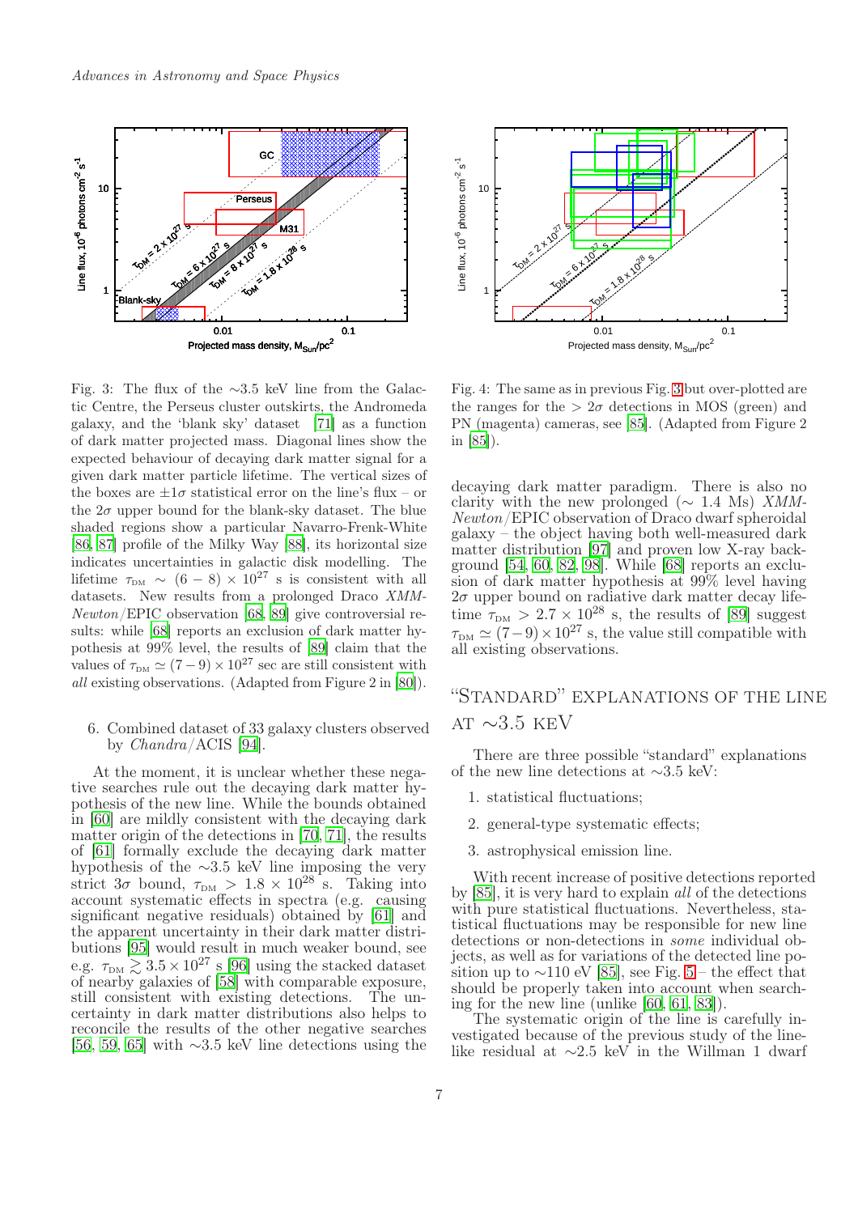Fig. 3: The flux of the ∼3.5 keV line from the Galactic Centre, the Perseus cluster outskirts, the Andromeda galaxy, and the 'blank sky' dataset [71] as a function of dark matter projected mass. Diagonal lines show the expected behaviour of decaying dark matter signal for a given dark matter particle lifetime. The vertical sizes of the boxes are $\pm 1\sigma$ statistical error on the line's flux – or the $2\sigma$ upper bound for the blank-sky dataset. The blue shaded regions show a particular Navarro-Frenk-White [86, 87] profile of the Milky Way [88], its horizontal size indicates uncertainties in galactic disk modelling. The lifetime $\tau_{\rm DM} \sim (6-8) \times 10^{27}$ s is consistent with all datasets. New results from a prolonged Draco *XMM-Newton*/EPIC observation [68, 89] give controversial results: while [68] reports an exclusion of dark matter hypothesis at 99% level, the results of [89] claim that the values of $\tau_{\rm DM} \simeq (7-9) \times 10^{27}$ sec are still consistent with *all* existing observations. (Adapted from Figure 2 in [80]).

Fig. 4: The same as in previous Fig. 3 but over-plotted are the ranges for the $> 2\sigma$ detections in MOS (green) and PN (magenta) cameras, see [85]. (Adapted from Figure 2 in [85]).

6. Combined dataset of 33 galaxy clusters observed by *Chandra*/ACIS [94].

At the moment, it is unclear whether these negative searches rule out the decaying dark matter hypothesis of the new line. While the bounds obtained in [60] are mildly consistent with the decaying dark matter origin of the detections in [70, 71], the results of [61] formally exclude the decaying dark matter hypothesis of the ∼3.5 keV line imposing the very strict $3\sigma$ bound, $\tau_{\rm DM} > 1.8 \times 10^{28}$ s. Taking into account systematic effects in spectra (e.g. causing significant negative residuals) obtained by [61] and the apparent uncertainty in their dark matter distributions [95] would result in much weaker bound, see e.g. $\tau_{\rm DM} \gtrsim 3.5 \times 10^{27}$ s [96] using the stacked dataset of nearby galaxies of [58] with comparable exposure, still consistent with existing detections. The uncertainty in dark matter distributions also helps to reconcile the results of the other negative searches [56, 59, 65] with ∼3.5 keV line detections using the decaying dark matter paradigm. There is also no clarity with the new prolonged (∼ 1.4 Ms) *XMM-Newton*/EPIC observation of Draco dwarf spheroidal galaxy – the object having both well-measured dark matter distribution [97] and proven low X-ray background [54, 60, 82, 98]. While [68] reports an exclusion of dark matter hypothesis at 99% level having $2\sigma$ upper bound on radiative dark matter decay lifetime $\tau_{\rm DM} > 2.7 \times 10^{28}$ s, the results of [89] suggest $\tau_{\rm DM} \simeq (7-9) \times 10^{27}$ s, the value still compatible with all existing observations.

## "Standard" explanations of the line at ∼3.5 keV

There are three possible "standard" explanations of the new line detections at ∼3.5 keV:

1. statistical fluctuations;
2. general-type systematic effects;
3. astrophysical emission line.

With recent increase of positive detections reported by [85], it is very hard to explain *all* of the detections with pure statistical fluctuations. Nevertheless, statistical fluctuations may be responsible for new line detections or non-detections in *some* individual objects, as well as for variations of the detected line position up to ∼110 eV [85], see Fig. 5 – the effect that should be properly taken into account when searching for the new line (unlike [60, 61, 83]).

The systematic origin of the line is carefully investigated because of the previous study of the line-like residual at ∼2.5 keV in the Willman 1 dwarf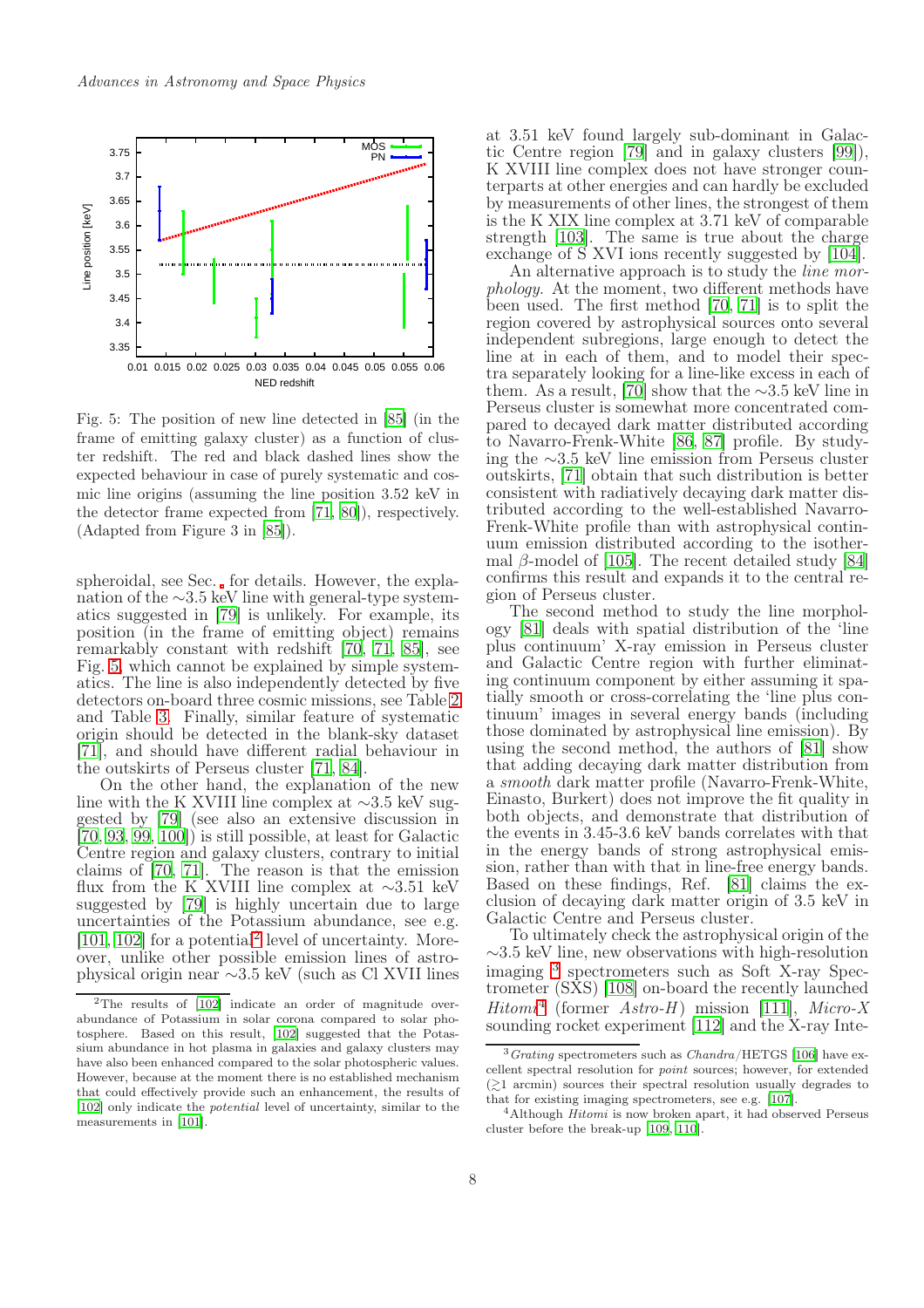Fig. 5: The position of new line detected in [85] (in the frame of emitting galaxy cluster) as a function of cluster redshift. The red and black dashed lines show the expected behaviour in case of purely systematic and cosmic line origins (assuming the line position 3.52 keV in the detector frame expected from [71, 80]), respectively. (Adapted from Figure 3 in [85]).

spheroidal, see Sec. for details. However, the explanation of the ∼3.5 keV line with general-type systematics suggested in [79] is unlikely. For example, its position (in the frame of emitting object) remains remarkably constant with redshift [70, 71, 85], see Fig. 5 which cannot be explained by simple systematics. The line is also independently detected by five detectors on-board three cosmic missions, see Table 2 and Table 3. Finally, similar feature of systematic origin should be detected in the blank-sky dataset [71], and should have different radial behaviour in the outskirts of Perseus cluster [71, 84].

On the other hand, the explanation of the new line with the K XVIII line complex at ∼3.5 keV suggested by [79] (see also an extensive discussion in [70, 93, 99, 100]) is still possible, at least for Galactic Centre region and galaxy clusters, contrary to initial claims of [70, 71]. The reason is that the emission flux from the K XVIII line complex at ∼3.51 keV suggested by [79] is highly uncertain due to large uncertainties of the Potassium abundance, see e.g. [101, 102] for a potential[2] level of uncertainty. Moreover, unlike other possible emission lines of astrophysical origin near ∼3.5 keV (such as Cl XVII lines at 3.51 keV found largely sub-dominant in Galactic Centre region [79] and in galaxy clusters [99]), K XVIII line complex does not have stronger counterparts at other energies and can hardly be excluded by measurements of other lines, the strongest of them is the K XIX line complex at 3.71 keV of comparable strength [103]. The same is true about the charge exchange of S XVI ions recently suggested by [104].

An alternative approach is to study the *line morphology*. At the moment, two different methods have been used. The first method [70, 71] is to split the region covered by astrophysical sources onto several independent subregions, large enough to detect the line at in each of them, and to model their spectra separately looking for a line-like excess in each of them. As a result, [70] show that the ∼3.5 keV line in Perseus cluster is somewhat more concentrated compared to decayed dark matter distributed according to Navarro-Frenk-White [86, 87] profile. By studying the ∼3.5 keV line emission from Perseus cluster outskirts, [71] obtain that such distribution is better consistent with radiatively decaying dark matter distributed according to the well-established Navarro-Frenk-White profile than with astrophysical continuum emission distributed according to the isothermal $\beta$-model of [105]. The recent detailed study [84] confirms this result and expands it to the central region of Perseus cluster.

The second method to study the line morphology [81] deals with spatial distribution of the 'line plus continuum' X-ray emission in Perseus cluster and Galactic Centre region with further eliminating continuum component by either assuming it spatially smooth or cross-correlating the 'line plus continuum' images in several energy bands (including those dominated by astrophysical line emission). By using the second method, the authors of [81] show that adding decaying dark matter distribution from a *smooth* dark matter profile (Navarro-Frenk-White, Einasto, Burkert) does not improve the fit quality in both objects, and demonstrate that distribution of the events in 3.45-3.6 keV bands correlates with that in the energy bands of strong astrophysical emission, rather than with that in line-free energy bands. Based on these findings, Ref. [81] claims the exclusion of decaying dark matter origin of 3.5 keV in Galactic Centre and Perseus cluster.

To ultimately check the astrophysical origin of the ∼3.5 keV line, new observations with high-resolution imaging [3] spectrometers such as Soft X-ray Spectrometer (SXS) [108] on-board the recently launched *Hitomi*[4] (former *Astro-H*) mission [111], *Micro-X* sounding rocket experiment [112] and the X-ray Inte-

[2]The results of [102] indicate an order of magnitude overabundance of Potassium in solar corona compared to solar photosphere. Based on this result, [102] suggested that the Potassium abundance in hot plasma in galaxies and galaxy clusters may have also been enhanced compared to the solar photospheric values. However, because at the moment there is no established mechanism that could effectively provide such an enhancement, the results of [102] only indicate the *potential* level of uncertainty, similar to the measurements in [101].

[3]*Grating* spectrometers such as *Chandra*/HETGS [106] have excellent spectral resolution for *point* sources; however, for extended ($\gtrsim$1 arcmin) sources their spectral resolution usually degrades to that for existing imaging spectrometers, see e.g. [107].

[4]Although *Hitomi* is now broken apart, it had observed Perseus cluster before the break-up [109, 110].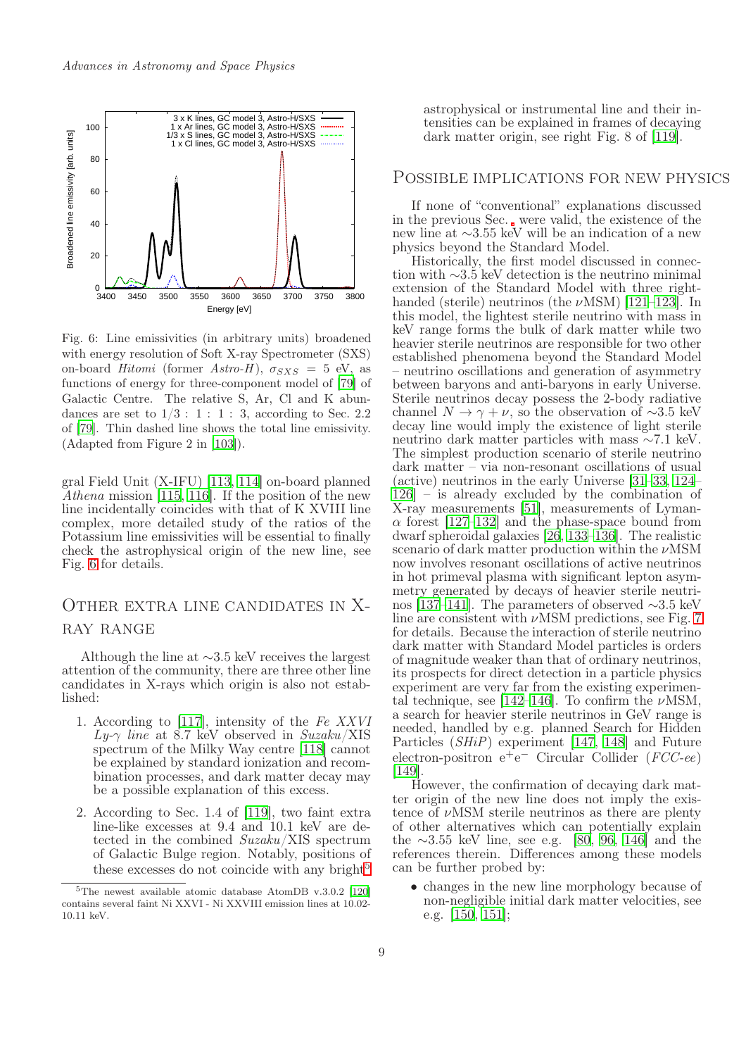Fig. 6: Line emissivities (in arbitrary units) broadened with energy resolution of Soft X-ray Spectrometer (SXS) on-board *Hitomi* (former *Astro-H*), $\sigma_{SXS} = 5$ eV, as functions of energy for three-component model of [79] of Galactic Centre. The relative S, Ar, Cl and K abundances are set to $1/3 : 1 : 1 : 3$, according to Sec. 2.2 of [79]. Thin dashed line shows the total line emissivity. (Adapted from Figure 2 in [103]).

gral Field Unit (X-IFU) [113, 114] on-board planned *Athena* mission [115, 116]. If the position of the new line incidentally coincides with that of K XVIII line complex, more detailed study of the ratios of the Potassium line emissivities will be essential to finally check the astrophysical origin of the new line, see Fig. 6 for details.

## Other extra line candidates in X-ray range

Although the line at ∼3.5 keV receives the largest attention of the community, there are three other line candidates in X-rays which origin is also not established:

1. According to [117], intensity of the *Fe XXVI Ly-γ line* at 8.7 keV observed in *Suzaku*/XIS spectrum of the Milky Way centre [118] cannot be explained by standard ionization and recombination processes, and dark matter decay may be a possible explanation of this excess.
2. According to Sec. 1.4 of [119], two faint extra line-like excesses at 9.4 and 10.1 keV are detected in the combined *Suzaku*/XIS spectrum of Galactic Bulge region. Notably, positions of these excesses do not coincide with any bright[5] astrophysical or instrumental line and their intensities can be explained in frames of decaying dark matter origin, see right Fig. 8 of [119].

[5] The newest available atomic database AtomDB v.3.0.2 [120] contains several faint Ni XXVI - Ni XXVIII emission lines at 10.02-10.11 keV.

## Possible implications for new physics

If none of "conventional" explanations discussed in the previous Sec. were valid, the existence of the new line at ∼3.55 keV will be an indication of a new physics beyond the Standard Model.

Historically, the first model discussed in connection with ∼3.5 keV detection is the neutrino minimal extension of the Standard Model with three right-handed (sterile) neutrinos (the νMSM) [121–123]. In this model, the lightest sterile neutrino with mass in keV range forms the bulk of dark matter while two heavier sterile neutrinos are responsible for two other established phenomena beyond the Standard Model – neutrino oscillations and generation of asymmetry between baryons and anti-baryons in early Universe. Sterile neutrinos decay possess the 2-body radiative channel $N \to \gamma + \nu$, so the observation of ∼3.5 keV decay line would imply the existence of light sterile neutrino dark matter particles with mass ∼7.1 keV. The simplest production scenario of sterile neutrino dark matter – via non-resonant oscillations of usual (active) neutrinos in the early Universe [31–33, 124–126] – is already excluded by the combination of X-ray measurements [51], measurements of Lyman-α forest [127–132] and the phase-space bound from dwarf spheroidal galaxies [26, 133–136]. The realistic scenario of dark matter production within the νMSM now involves resonant oscillations of active neutrinos in hot primeval plasma with significant lepton asymmetry generated by decays of heavier sterile neutrinos [137–141]. The parameters of observed ∼3.5 keV line are consistent with νMSM predictions, see Fig. 7 for details. Because the interaction of sterile neutrino dark matter with Standard Model particles is orders of magnitude weaker than that of ordinary neutrinos, its prospects for direct detection in a particle physics experiment are very far from the existing experimental technique, see [142–146]. To confirm the νMSM, a search for heavier sterile neutrinos in GeV range is needed, handled by e.g. planned Search for Hidden Particles (*SHiP*) experiment [147, 148] and Future electron-positron $e^+e^-$ Circular Collider (*FCC-ee*) [149].

However, the confirmation of decaying dark matter origin of the new line does not imply the existence of νMSM sterile neutrinos as there are plenty of other alternatives which can potentially explain the ∼3.55 keV line, see e.g. [80, 96, 146] and the references therein. Differences among these models can be further probed by:

- changes in the new line morphology because of non-negligible initial dark matter velocities, see e.g. [150, 151];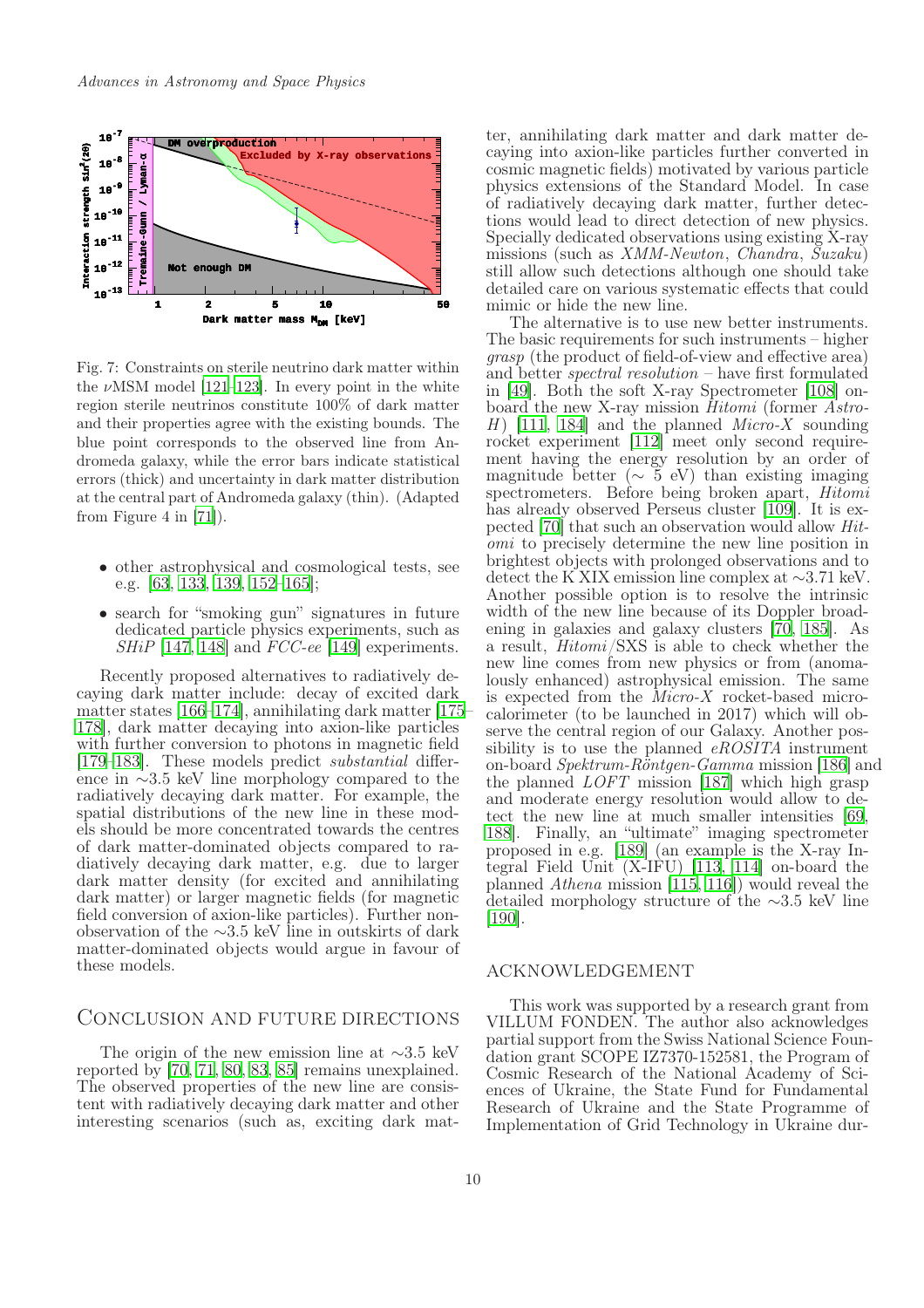Fig. 7: Constraints on sterile neutrino dark matter within the $\nu$MSM model [121–123]. In every point in the white region sterile neutrinos constitute 100% of dark matter and their properties agree with the existing bounds. The blue point corresponds to the observed line from Andromeda galaxy, while the error bars indicate statistical errors (thick) and uncertainty in dark matter distribution at the central part of Andromeda galaxy (thin). (Adapted from Figure 4 in [71]).

- other astrophysical and cosmological tests, see e.g. [63, 133, 139, 152–165];
- search for "smoking gun" signatures in future dedicated particle physics experiments, such as *SHiP* [147, 148] and *FCC-ee* [149] experiments.

Recently proposed alternatives to radiatively decaying dark matter include: decay of excited dark matter states [166–174], annihilating dark matter [175–178], dark matter decaying into axion-like particles with further conversion to photons in magnetic field [179–183]. These models predict *substantial* difference in ~3.5 keV line morphology compared to the radiatively decaying dark matter. For example, the spatial distributions of the new line in these models should be more concentrated towards the centres of dark matter-dominated objects compared to radiatively decaying dark matter, e.g. due to larger dark matter density (for excited and annihilating dark matter) or larger magnetic fields (for magnetic field conversion of axion-like particles). Further non-observation of the ~3.5 keV line in outskirts of dark matter-dominated objects would argue in favour of these models.

## Conclusion and future directions

The origin of the new emission line at ~3.5 keV reported by [70, 71, 80, 83, 85] remains unexplained. The observed properties of the new line are consistent with radiatively decaying dark matter and other interesting scenarios (such as, exciting dark matter, annihilating dark matter and dark matter decaying into axion-like particles further converted in cosmic magnetic fields) motivated by various particle physics extensions of the Standard Model. In case of radiatively decaying dark matter, further detections would lead to direct detection of new physics. Specially dedicated observations using existing X-ray missions (such as *XMM-Newton*, *Chandra*, *Suzaku*) still allow such detections although one should take detailed care on various systematic effects that could mimic or hide the new line.

The alternative is to use new better instruments. The basic requirements for such instruments – higher *grasp* (the product of field-of-view and effective area) and better *spectral resolution* – have first formulated in [49]. Both the soft X-ray Spectrometer [108] onboard the new X-ray mission *Hitomi* (former *Astro-H*) [111, 184] and the planned *Micro-X* sounding rocket experiment [112] meet only second requirement having the energy resolution by an order of magnitude better (~ 5 eV) than existing imaging spectrometers. Before being broken apart, *Hitomi* has already observed Perseus cluster [109]. It is expected [70] that such an observation would allow *Hitomi* to precisely determine the new line position in brightest objects with prolonged observations and to detect the K XIX emission line complex at ~3.71 keV. Another possible option is to resolve the intrinsic width of the new line because of its Doppler broadening in galaxies and galaxy clusters [70, 185]. As a result, *Hitomi*/SXS is able to check whether the new line comes from new physics or from (anomalously enhanced) astrophysical emission. The same is expected from the *Micro-X* rocket-based micro-calorimeter (to be launched in 2017) which will observe the central region of our Galaxy. Another possibility is to use the planned *eROSITA* instrument on-board *Spektrum-Röntgen-Gamma* mission [186] and the planned *LOFT* mission [187] which high grasp and moderate energy resolution would allow to detect the new line at much smaller intensities [69, 188]. Finally, an "ultimate" imaging spectrometer proposed in e.g. [189] (an example is the X-ray Integral Field Unit (X-IFU) [113, 114] on-board the planned *Athena* mission [115, 116]) would reveal the detailed morphology structure of the ~3.5 keV line [190].

## Acknowledgement

This work was supported by a research grant from VILLUM FONDEN. The author also acknowledges partial support from the Swiss National Science Foundation grant SCOPE IZ7370-152581, the Program of Cosmic Research of the National Academy of Sciences of Ukraine, the State Fund for Fundamental Research of Ukraine and the State Programme of Implementation of Grid Technology in Ukraine dur-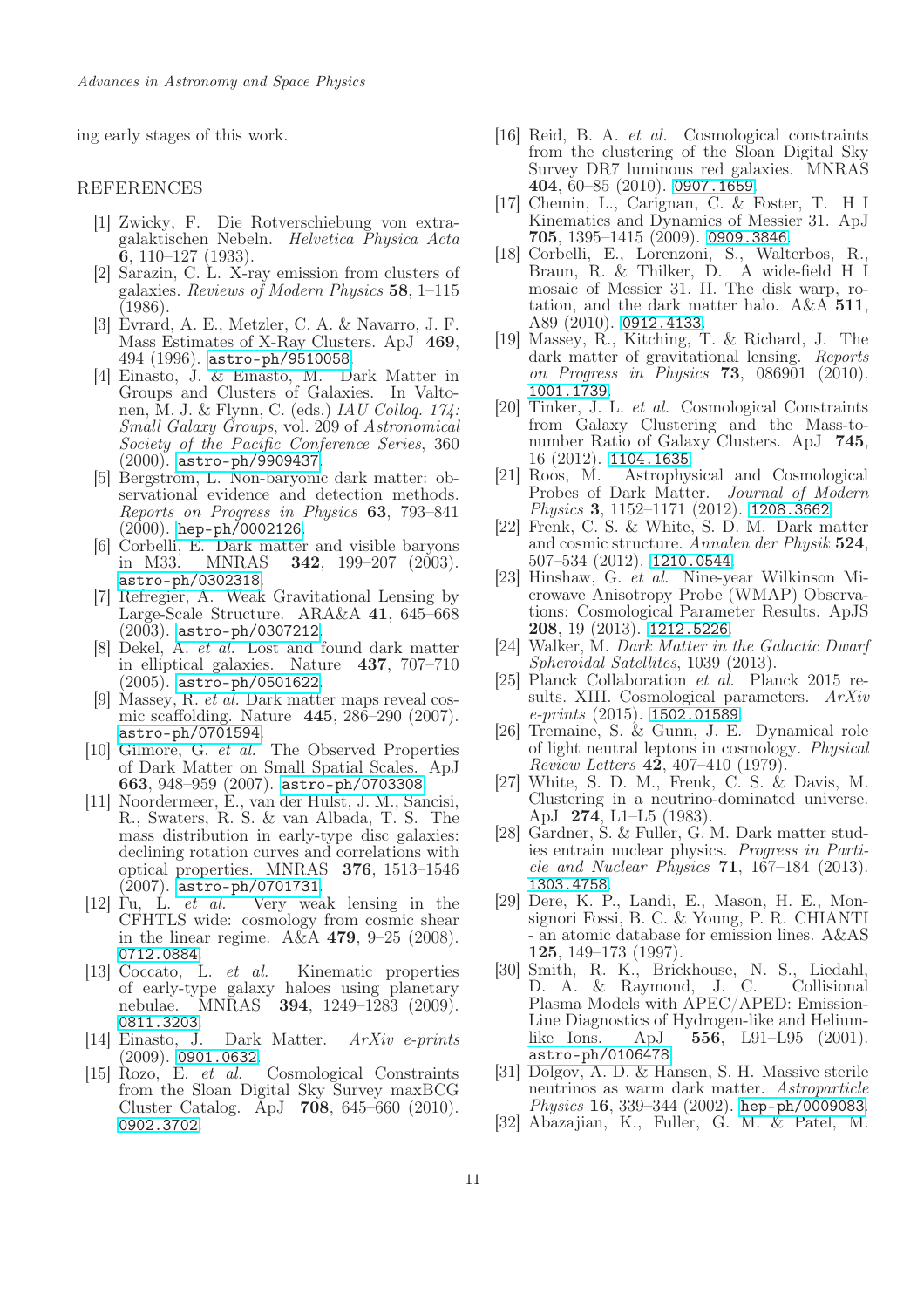ing early stages of this work.

## REFERENCES

[1] Zwicky, F. Die Rotverschiebung von extragalaktischen Nebeln. *Helvetica Physica Acta* **6**, 110–127 (1933).

[2] Sarazin, C. L. X-ray emission from clusters of galaxies. *Reviews of Modern Physics* **58**, 1–115 (1986).

[3] Evrard, A. E., Metzler, C. A. & Navarro, J. F. Mass Estimates of X-Ray Clusters. ApJ **469**, 494 (1996). astro-ph/9510058.

[4] Einasto, J. & Einasto, M. Dark Matter in Groups and Clusters of Galaxies. In Valtonen, M. J. & Flynn, C. (eds.) *IAU Colloq. 174: Small Galaxy Groups*, vol. 209 of *Astronomical Society of the Pacific Conference Series*, 360 (2000). astro-ph/9909437.

[5] Bergström, L. Non-baryonic dark matter: observational evidence and detection methods. *Reports on Progress in Physics* **63**, 793–841 (2000). hep-ph/0002126.

[6] Corbelli, E. Dark matter and visible baryons in M33. MNRAS **342**, 199–207 (2003). astro-ph/0302318.

[7] Refregier, A. Weak Gravitational Lensing by Large-Scale Structure. ARA&A **41**, 645–668 (2003). astro-ph/0307212.

[8] Dekel, A. *et al.* Lost and found dark matter in elliptical galaxies. Nature **437**, 707–710 (2005). astro-ph/0501622.

[9] Massey, R. *et al.* Dark matter maps reveal cosmic scaffolding. Nature **445**, 286–290 (2007). astro-ph/0701594.

[10] Gilmore, G. *et al.* The Observed Properties of Dark Matter on Small Spatial Scales. ApJ **663**, 948–959 (2007). astro-ph/0703308.

[11] Noordermeer, E., van der Hulst, J. M., Sancisi, R., Swaters, R. S. & van Albada, T. S. The mass distribution in early-type disc galaxies: declining rotation curves and correlations with optical properties. MNRAS **376**, 1513–1546 (2007). astro-ph/0701731.

[12] Fu, L. *et al.* Very weak lensing in the CFHTLS wide: cosmology from cosmic shear in the linear regime. A&A **479**, 9–25 (2008). 0712.0884.

[13] Coccato, L. *et al.* Kinematic properties of early-type galaxy haloes using planetary nebulae. MNRAS **394**, 1249–1283 (2009). 0811.3203.

[14] Einasto, J. Dark Matter. *ArXiv e-prints* (2009). 0901.0632.

[15] Rozo, E. *et al.* Cosmological Constraints from the Sloan Digital Sky Survey maxBCG Cluster Catalog. ApJ **708**, 645–660 (2010). 0902.3702.

[16] Reid, B. A. *et al.* Cosmological constraints from the clustering of the Sloan Digital Sky Survey DR7 luminous red galaxies. MNRAS **404**, 60–85 (2010). 0907.1659.

[17] Chemin, L., Carignan, C. & Foster, T. H I Kinematics and Dynamics of Messier 31. ApJ **705**, 1395–1415 (2009). 0909.3846.

[18] Corbelli, E., Lorenzoni, S., Walterbos, R., Braun, R. & Thilker, D. A wide-field H I mosaic of Messier 31. II. The disk warp, rotation, and the dark matter halo. A&A **511**, A89 (2010). 0912.4133.

[19] Massey, R., Kitching, T. & Richard, J. The dark matter of gravitational lensing. *Reports on Progress in Physics* **73**, 086901 (2010). 1001.1739.

[20] Tinker, J. L. *et al.* Cosmological Constraints from Galaxy Clustering and the Mass-to-number Ratio of Galaxy Clusters. ApJ **745**, 16 (2012). 1104.1635.

[21] Roos, M. Astrophysical and Cosmological Probes of Dark Matter. *Journal of Modern Physics* **3**, 1152–1171 (2012). 1208.3662.

[22] Frenk, C. S. & White, S. D. M. Dark matter and cosmic structure. *Annalen der Physik* **524**, 507–534 (2012). 1210.0544.

[23] Hinshaw, G. *et al.* Nine-year Wilkinson Microwave Anisotropy Probe (WMAP) Observations: Cosmological Parameter Results. ApJS **208**, 19 (2013). 1212.5226.

[24] Walker, M. *Dark Matter in the Galactic Dwarf Spheroidal Satellites*, 1039 (2013).

[25] Planck Collaboration *et al.* Planck 2015 results. XIII. Cosmological parameters. *ArXiv e-prints* (2015). 1502.01589.

[26] Tremaine, S. & Gunn, J. E. Dynamical role of light neutral leptons in cosmology. *Physical Review Letters* **42**, 407–410 (1979).

[27] White, S. D. M., Frenk, C. S. & Davis, M. Clustering in a neutrino-dominated universe. ApJ **274**, L1–L5 (1983).

[28] Gardner, S. & Fuller, G. M. Dark matter studies entrain nuclear physics. *Progress in Particle and Nuclear Physics* **71**, 167–184 (2013). 1303.4758.

[29] Dere, K. P., Landi, E., Mason, H. E., Monsignori Fossi, B. C. & Young, P. R. CHIANTI - an atomic database for emission lines. A&AS **125**, 149–173 (1997).

[30] Smith, R. K., Brickhouse, N. S., Liedahl, D. A. & Raymond, J. C. Collisional Plasma Models with APEC/APED: Emission-Line Diagnostics of Hydrogen-like and Helium-like Ions. ApJ **556**, L91–L95 (2001). astro-ph/0106478.

[31] Dolgov, A. D. & Hansen, S. H. Massive sterile neutrinos as warm dark matter. *Astroparticle Physics* **16**, 339–344 (2002). hep-ph/0009083.

[32] Abazajian, K., Fuller, G. M. & Patel, M.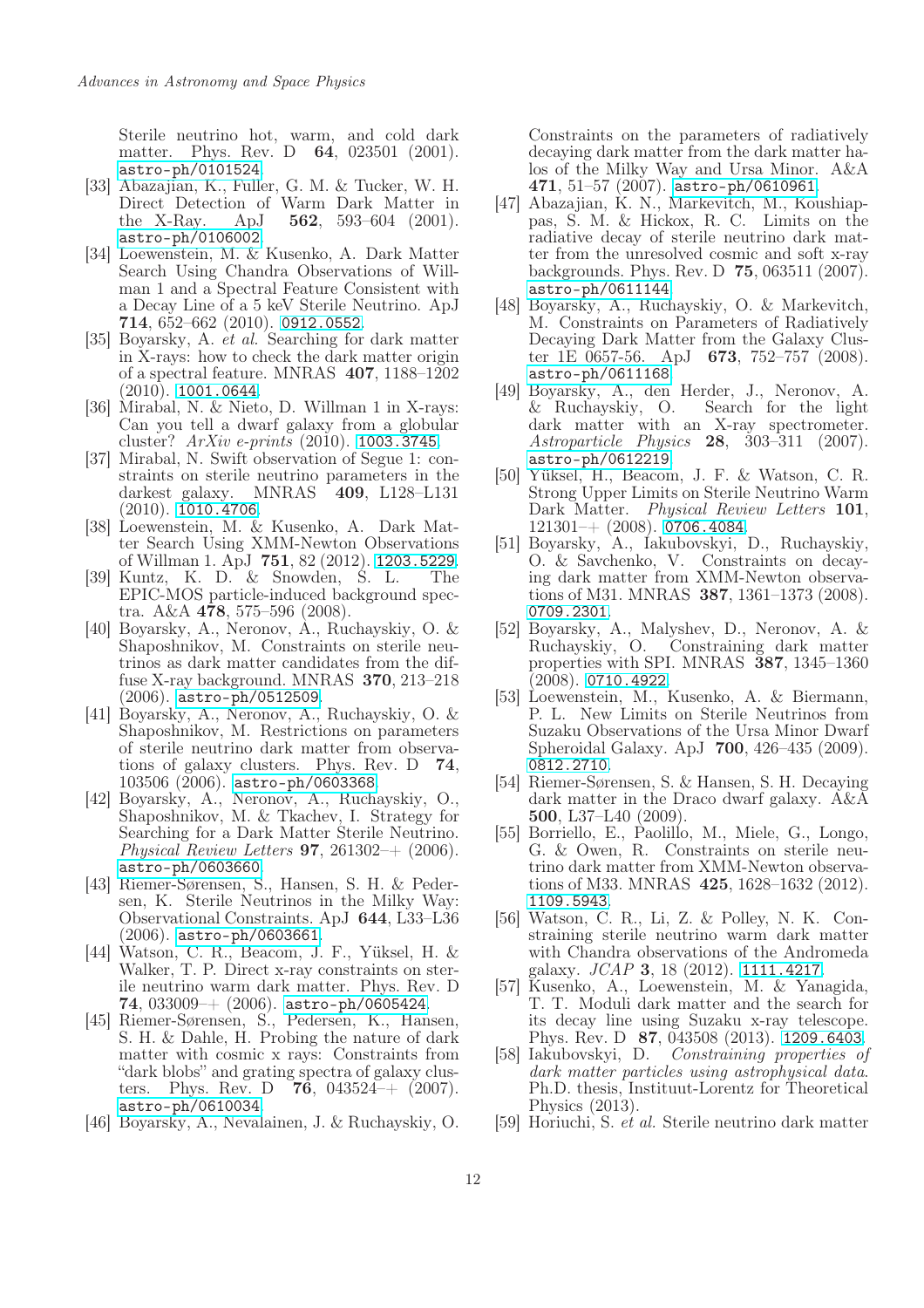Sterile neutrino hot, warm, and cold dark matter. Phys. Rev. D **64**, 023501 (2001). astro-ph/0101524.

[33] Abazajian, K., Fuller, G. M. & Tucker, W. H. Direct Detection of Warm Dark Matter in the X-Ray. ApJ **562**, 593–604 (2001). astro-ph/0106002.

[34] Loewenstein, M. & Kusenko, A. Dark Matter Search Using Chandra Observations of Willman 1 and a Spectral Feature Consistent with a Decay Line of a 5 keV Sterile Neutrino. ApJ **714**, 652–662 (2010). 0912.0552.

[35] Boyarsky, A. *et al.* Searching for dark matter in X-rays: how to check the dark matter origin of a spectral feature. MNRAS **407**, 1188–1202 (2010). 1001.0644.

[36] Mirabal, N. & Nieto, D. Willman 1 in X-rays: Can you tell a dwarf galaxy from a globular cluster? *ArXiv e-prints* (2010). 1003.3745.

[37] Mirabal, N. Swift observation of Segue 1: constraints on sterile neutrino parameters in the darkest galaxy. MNRAS **409**, L128–L131 (2010). 1010.4706.

[38] Loewenstein, M. & Kusenko, A. Dark Matter Search Using XMM-Newton Observations of Willman 1. ApJ **751**, 82 (2012). 1203.5229.

[39] Kuntz, K. D. & Snowden, S. L. The EPIC-MOS particle-induced background spectra. A&A **478**, 575–596 (2008).

[40] Boyarsky, A., Neronov, A., Ruchayskiy, O. & Shaposhnikov, M. Constraints on sterile neutrinos as dark matter candidates from the diffuse X-ray background. MNRAS **370**, 213–218 (2006). astro-ph/0512509.

[41] Boyarsky, A., Neronov, A., Ruchayskiy, O. & Shaposhnikov, M. Restrictions on parameters of sterile neutrino dark matter from observations of galaxy clusters. Phys. Rev. D **74**, 103506 (2006). astro-ph/0603368.

[42] Boyarsky, A., Neronov, A., Ruchayskiy, O., Shaposhnikov, M. & Tkachev, I. Strategy for Searching for a Dark Matter Sterile Neutrino. *Physical Review Letters* **97**, 261302–+ (2006). astro-ph/0603660.

[43] Riemer-Sørensen, S., Hansen, S. H. & Pedersen, K. Sterile Neutrinos in the Milky Way: Observational Constraints. ApJ **644**, L33–L36 (2006). astro-ph/0603661.

[44] Watson, C. R., Beacom, J. F., Yüksel, H. & Walker, T. P. Direct x-ray constraints on sterile neutrino warm dark matter. Phys. Rev. D **74**, 033009–+ (2006). astro-ph/0605424.

[45] Riemer-Sørensen, S., Pedersen, K., Hansen, S. H. & Dahle, H. Probing the nature of dark matter with cosmic x rays: Constraints from "dark blobs" and grating spectra of galaxy clusters. Phys. Rev. D **76**, 043524–+ (2007). astro-ph/0610034.

[46] Boyarsky, A., Nevalainen, J. & Ruchayskiy, O. Constraints on the parameters of radiatively decaying dark matter from the dark matter halos of the Milky Way and Ursa Minor. A&A **471**, 51–57 (2007). astro-ph/0610961.

[47] Abazajian, K. N., Markevitch, M., Koushiappas, S. M. & Hickox, R. C. Limits on the radiative decay of sterile neutrino dark matter from the unresolved cosmic and soft x-ray backgrounds. Phys. Rev. D **75**, 063511 (2007). astro-ph/0611144.

[48] Boyarsky, A., Ruchayskiy, O. & Markevitch, M. Constraints on Parameters of Radiatively Decaying Dark Matter from the Galaxy Cluster 1E 0657-56. ApJ **673**, 752–757 (2008). astro-ph/0611168.

[49] Boyarsky, A., den Herder, J., Neronov, A. & Ruchayskiy, O. Search for the light dark matter with an X-ray spectrometer. *Astroparticle Physics* **28**, 303–311 (2007). astro-ph/0612219.

[50] Yüksel, H., Beacom, J. F. & Watson, C. R. Strong Upper Limits on Sterile Neutrino Warm Dark Matter. *Physical Review Letters* **101**, 121301–+ (2008). 0706.4084.

[51] Boyarsky, A., Iakubovskyi, D., Ruchayskiy, O. & Savchenko, V. Constraints on decaying dark matter from XMM-Newton observations of M31. MNRAS **387**, 1361–1373 (2008). 0709.2301.

[52] Boyarsky, A., Malyshev, D., Neronov, A. & Ruchayskiy, O. Constraining dark matter properties with SPI. MNRAS **387**, 1345–1360 (2008). 0710.4922.

[53] Loewenstein, M., Kusenko, A. & Biermann, P. L. New Limits on Sterile Neutrinos from Suzaku Observations of the Ursa Minor Dwarf Spheroidal Galaxy. ApJ **700**, 426–435 (2009). 0812.2710.

[54] Riemer-Sørensen, S. & Hansen, S. H. Decaying dark matter in the Draco dwarf galaxy. A&A **500**, L37–L40 (2009).

[55] Borriello, E., Paolillo, M., Miele, G., Longo, G. & Owen, R. Constraints on sterile neutrino dark matter from XMM-Newton observations of M33. MNRAS **425**, 1628–1632 (2012). 1109.5943.

[56] Watson, C. R., Li, Z. & Polley, N. K. Constraining sterile neutrino warm dark matter with Chandra observations of the Andromeda galaxy. *JCAP* **3**, 18 (2012). 1111.4217.

[57] Kusenko, A., Loewenstein, M. & Yanagida, T. T. Moduli dark matter and the search for its decay line using Suzaku x-ray telescope. Phys. Rev. D **87**, 043508 (2013). 1209.6403.

[58] Iakubovskyi, D. *Constraining properties of dark matter particles using astrophysical data*. Ph.D. thesis, Instituut-Lorentz for Theoretical Physics (2013).

[59] Horiuchi, S. *et al.* Sterile neutrino dark matter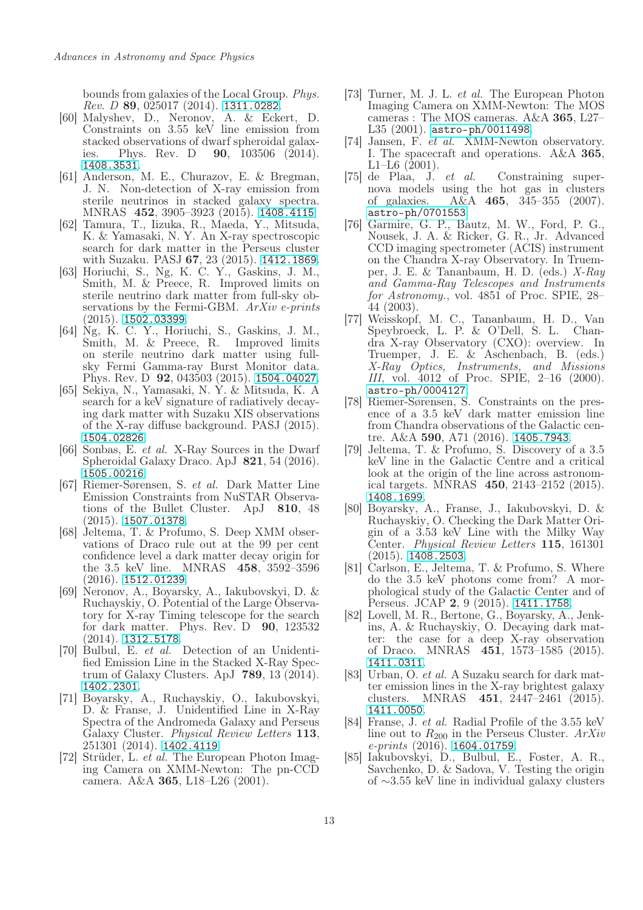bounds from galaxies of the Local Group. *Phys. Rev. D* **89**, 025017 (2014). 1311.0282.

[60] Malyshev, D., Neronov, A. & Eckert, D. Constraints on 3.55 keV line emission from stacked observations of dwarf spheroidal galaxies. Phys. Rev. D **90**, 103506 (2014). 1408.3531.

[61] Anderson, M. E., Churazov, E. & Bregman, J. N. Non-detection of X-ray emission from sterile neutrinos in stacked galaxy spectra. MNRAS **452**, 3905–3923 (2015). 1408.4115.

[62] Tamura, T., Iizuka, R., Maeda, Y., Mitsuda, K. & Yamasaki, N. Y. An X-ray spectroscopic search for dark matter in the Perseus cluster with Suzaku. PASJ **67**, 23 (2015). 1412.1869.

[63] Horiuchi, S., Ng, K. C. Y., Gaskins, J. M., Smith, M. & Preece, R. Improved limits on sterile neutrino dark matter from full-sky observations by the Fermi-GBM. *ArXiv e-prints* (2015). 1502.03399.

[64] Ng, K. C. Y., Horiuchi, S., Gaskins, J. M., Smith, M. & Preece, R. Improved limits on sterile neutrino dark matter using full-sky Fermi Gamma-ray Burst Monitor data. Phys. Rev. D **92**, 043503 (2015). 1504.04027.

[65] Sekiya, N., Yamasaki, N. Y. & Mitsuda, K. A search for a keV signature of radiatively decaying dark matter with Suzaku XIS observations of the X-ray diffuse background. PASJ (2015). 1504.02826.

[66] Sonbas, E. *et al.* X-Ray Sources in the Dwarf Spheroidal Galaxy Draco. ApJ **821**, 54 (2016). 1505.00216.

[67] Riemer-Sørensen, S. *et al.* Dark Matter Line Emission Constraints from NuSTAR Observations of the Bullet Cluster. ApJ **810**, 48 (2015). 1507.01378.

[68] Jeltema, T. & Profumo, S. Deep XMM observations of Draco rule out at the 99 per cent confidence level a dark matter decay origin for the 3.5 keV line. MNRAS **458**, 3592–3596 (2016). 1512.01239.

[69] Neronov, A., Boyarsky, A., Iakubovskyi, D. & Ruchayskiy, O. Potential of the Large Observatory for X-ray Timing telescope for the search for dark matter. Phys. Rev. D **90**, 123532 (2014). 1312.5178.

[70] Bulbul, E. *et al.* Detection of an Unidentified Emission Line in the Stacked X-Ray Spectrum of Galaxy Clusters. ApJ **789**, 13 (2014). 1402.2301.

[71] Boyarsky, A., Ruchayskiy, O., Iakubovskyi, D. & Franse, J. Unidentified Line in X-Ray Spectra of the Andromeda Galaxy and Perseus Galaxy Cluster. *Physical Review Letters* **113**, 251301 (2014). 1402.4119.

[72] Strüder, L. *et al.* The European Photon Imaging Camera on XMM-Newton: The pn-CCD camera. A&A **365**, L18–L26 (2001).

[73] Turner, M. J. L. *et al.* The European Photon Imaging Camera on XMM-Newton: The MOS cameras : The MOS cameras. A&A **365**, L27–L35 (2001). astro-ph/0011498.

[74] Jansen, F. *et al.* XMM-Newton observatory. I. The spacecraft and operations. A&A **365**, L1–L6 (2001).

[75] de Plaa, J. *et al.* Constraining supernova models using the hot gas in clusters of galaxies. A&A **465**, 345–355 (2007). astro-ph/0701553.

[76] Garmire, G. P., Bautz, M. W., Ford, P. G., Nousek, J. A. & Ricker, G. R., Jr. Advanced CCD imaging spectrometer (ACIS) instrument on the Chandra X-ray Observatory. In Truemper, J. E. & Tananbaum, H. D. (eds.) *X-Ray and Gamma-Ray Telescopes and Instruments for Astronomy.*, vol. 4851 of Proc. SPIE, 28–44 (2003).

[77] Weisskopf, M. C., Tananbaum, H. D., Van Speybroeck, L. P. & O'Dell, S. L. Chandra X-ray Observatory (CXO): overview. In Truemper, J. E. & Aschenbach, B. (eds.) *X-Ray Optics, Instruments, and Missions III*, vol. 4012 of Proc. SPIE, 2–16 (2000). astro-ph/0004127.

[78] Riemer-Sørensen, S. Constraints on the presence of a 3.5 keV dark matter emission line from Chandra observations of the Galactic centre. A&A **590**, A71 (2016). 1405.7943.

[79] Jeltema, T. & Profumo, S. Discovery of a 3.5 keV line in the Galactic Centre and a critical look at the origin of the line across astronomical targets. MNRAS **450**, 2143–2152 (2015). 1408.1699.

[80] Boyarsky, A., Franse, J., Iakubovskyi, D. & Ruchayskiy, O. Checking the Dark Matter Origin of a 3.53 keV Line with the Milky Way Center. *Physical Review Letters* **115**, 161301 (2015). 1408.2503.

[81] Carlson, E., Jeltema, T. & Profumo, S. Where do the 3.5 keV photons come from? A morphological study of the Galactic Center and of Perseus. JCAP **2**, 9 (2015). 1411.1758.

[82] Lovell, M. R., Bertone, G., Boyarsky, A., Jenkins, A. & Ruchayskiy, O. Decaying dark matter: the case for a deep X-ray observation of Draco. MNRAS **451**, 1573–1585 (2015). 1411.0311.

[83] Urban, O. *et al.* A Suzaku search for dark matter emission lines in the X-ray brightest galaxy clusters. MNRAS **451**, 2447–2461 (2015). 1411.0050.

[84] Franse, J. *et al.* Radial Profile of the 3.55 keV line out to $R_{200}$ in the Perseus Cluster. *ArXiv e-prints* (2016). 1604.01759.

[85] Iakubovskyi, D., Bulbul, E., Foster, A. R., Savchenko, D. & Sadova, V. Testing the origin of ∼3.55 keV line in individual galaxy clusters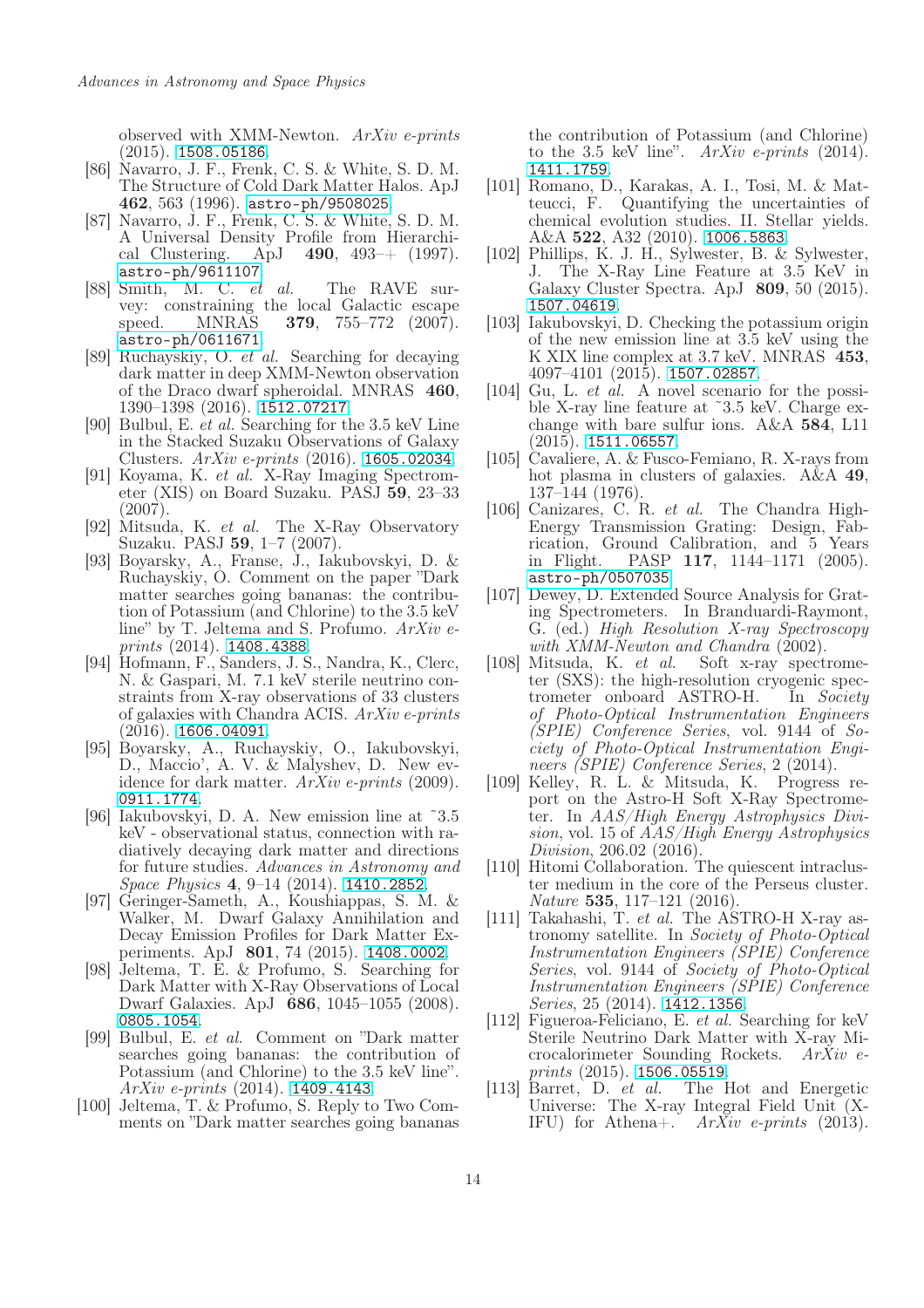observed with XMM-Newton. *ArXiv e-prints* (2015). 1508.05186.

[86] Navarro, J. F., Frenk, C. S. & White, S. D. M. The Structure of Cold Dark Matter Halos. ApJ **462**, 563 (1996). astro-ph/9508025.

[87] Navarro, J. F., Frenk, C. S. & White, S. D. M. A Universal Density Profile from Hierarchical Clustering. ApJ **490**, 493–+ (1997). astro-ph/9611107.

[88] Smith, M. C. *et al.* The RAVE survey: constraining the local Galactic escape speed. MNRAS **379**, 755–772 (2007). astro-ph/0611671.

[89] Ruchayskiy, O. *et al.* Searching for decaying dark matter in deep XMM-Newton observation of the Draco dwarf spheroidal. MNRAS **460**, 1390–1398 (2016). 1512.07217.

[90] Bulbul, E. *et al.* Searching for the 3.5 keV Line in the Stacked Suzaku Observations of Galaxy Clusters. *ArXiv e-prints* (2016). 1605.02034.

[91] Koyama, K. *et al.* X-Ray Imaging Spectrometer (XIS) on Board Suzaku. PASJ **59**, 23–33 (2007).

[92] Mitsuda, K. *et al.* The X-Ray Observatory Suzaku. PASJ **59**, 1–7 (2007).

[93] Boyarsky, A., Franse, J., Iakubovskyi, D. & Ruchayskiy, O. Comment on the paper "Dark matter searches going bananas: the contribution of Potassium (and Chlorine) to the 3.5 keV line" by T. Jeltema and S. Profumo. *ArXiv e-prints* (2014). 1408.4388.

[94] Hofmann, F., Sanders, J. S., Nandra, K., Clerc, N. & Gaspari, M. 7.1 keV sterile neutrino constraints from X-ray observations of 33 clusters of galaxies with Chandra ACIS. *ArXiv e-prints* (2016). 1606.04091.

[95] Boyarsky, A., Ruchayskiy, O., Iakubovskyi, D., Maccio', A. V. & Malyshev, D. New evidence for dark matter. *ArXiv e-prints* (2009). 0911.1774.

[96] Iakubovskyi, D. A. New emission line at ~3.5 keV - observational status, connection with radiatively decaying dark matter and directions for future studies. *Advances in Astronomy and Space Physics* **4**, 9–14 (2014). 1410.2852.

[97] Geringer-Sameth, A., Koushiappas, S. M. & Walker, M. Dwarf Galaxy Annihilation and Decay Emission Profiles for Dark Matter Experiments. ApJ **801**, 74 (2015). 1408.0002.

[98] Jeltema, T. E. & Profumo, S. Searching for Dark Matter with X-Ray Observations of Local Dwarf Galaxies. ApJ **686**, 1045–1055 (2008). 0805.1054.

[99] Bulbul, E. *et al.* Comment on "Dark matter searches going bananas: the contribution of Potassium (and Chlorine) to the 3.5 keV line". *ArXiv e-prints* (2014). 1409.4143.

[100] Jeltema, T. & Profumo, S. Reply to Two Comments on "Dark matter searches going bananas the contribution of Potassium (and Chlorine) to the 3.5 keV line". *ArXiv e-prints* (2014). 1411.1759.

[101] Romano, D., Karakas, A. I., Tosi, M. & Matteucci, F. Quantifying the uncertainties of chemical evolution studies. II. Stellar yields. A&A **522**, A32 (2010). 1006.5863.

[102] Phillips, K. J. H., Sylwester, B. & Sylwester, J. The X-Ray Line Feature at 3.5 KeV in Galaxy Cluster Spectra. ApJ **809**, 50 (2015). 1507.04619.

[103] Iakubovskyi, D. Checking the potassium origin of the new emission line at 3.5 keV using the K XIX line complex at 3.7 keV. MNRAS **453**, 4097–4101 (2015). 1507.02857.

[104] Gu, L. *et al.* A novel scenario for the possible X-ray line feature at ~3.5 keV. Charge exchange with bare sulfur ions. A&A **584**, L11 (2015). 1511.06557.

[105] Cavaliere, A. & Fusco-Femiano, R. X-rays from hot plasma in clusters of galaxies. A&A **49**, 137–144 (1976).

[106] Canizares, C. R. *et al.* The Chandra High-Energy Transmission Grating: Design, Fabrication, Ground Calibration, and 5 Years in Flight. PASP **117**, 1144–1171 (2005). astro-ph/0507035.

[107] Dewey, D. Extended Source Analysis for Grating Spectrometers. In Branduardi-Raymont, G. (ed.) *High Resolution X-ray Spectroscopy with XMM-Newton and Chandra* (2002).

[108] Mitsuda, K. *et al.* Soft x-ray spectrometer (SXS): the high-resolution cryogenic spectrometer onboard ASTRO-H. In *Society of Photo-Optical Instrumentation Engineers (SPIE) Conference Series*, vol. 9144 of *Society of Photo-Optical Instrumentation Engineers (SPIE) Conference Series*, 2 (2014).

[109] Kelley, R. L. & Mitsuda, K. Progress report on the Astro-H Soft X-Ray Spectrometer. In *AAS/High Energy Astrophysics Division*, vol. 15 of *AAS/High Energy Astrophysics Division*, 206.02 (2016).

[110] Hitomi Collaboration. The quiescent intracluster medium in the core of the Perseus cluster. *Nature* **535**, 117–121 (2016).

[111] Takahashi, T. *et al.* The ASTRO-H X-ray astronomy satellite. In *Society of Photo-Optical Instrumentation Engineers (SPIE) Conference Series*, vol. 9144 of *Society of Photo-Optical Instrumentation Engineers (SPIE) Conference Series*, 25 (2014). 1412.1356.

[112] Figueroa-Feliciano, E. *et al.* Searching for keV Sterile Neutrino Dark Matter with X-ray Microcalorimeter Sounding Rockets. *ArXiv e-prints* (2015). 1506.05519.

[113] Barret, D. *et al.* The Hot and Energetic Universe: The X-ray Integral Field Unit (X-IFU) for Athena+. *ArXiv e-prints* (2013).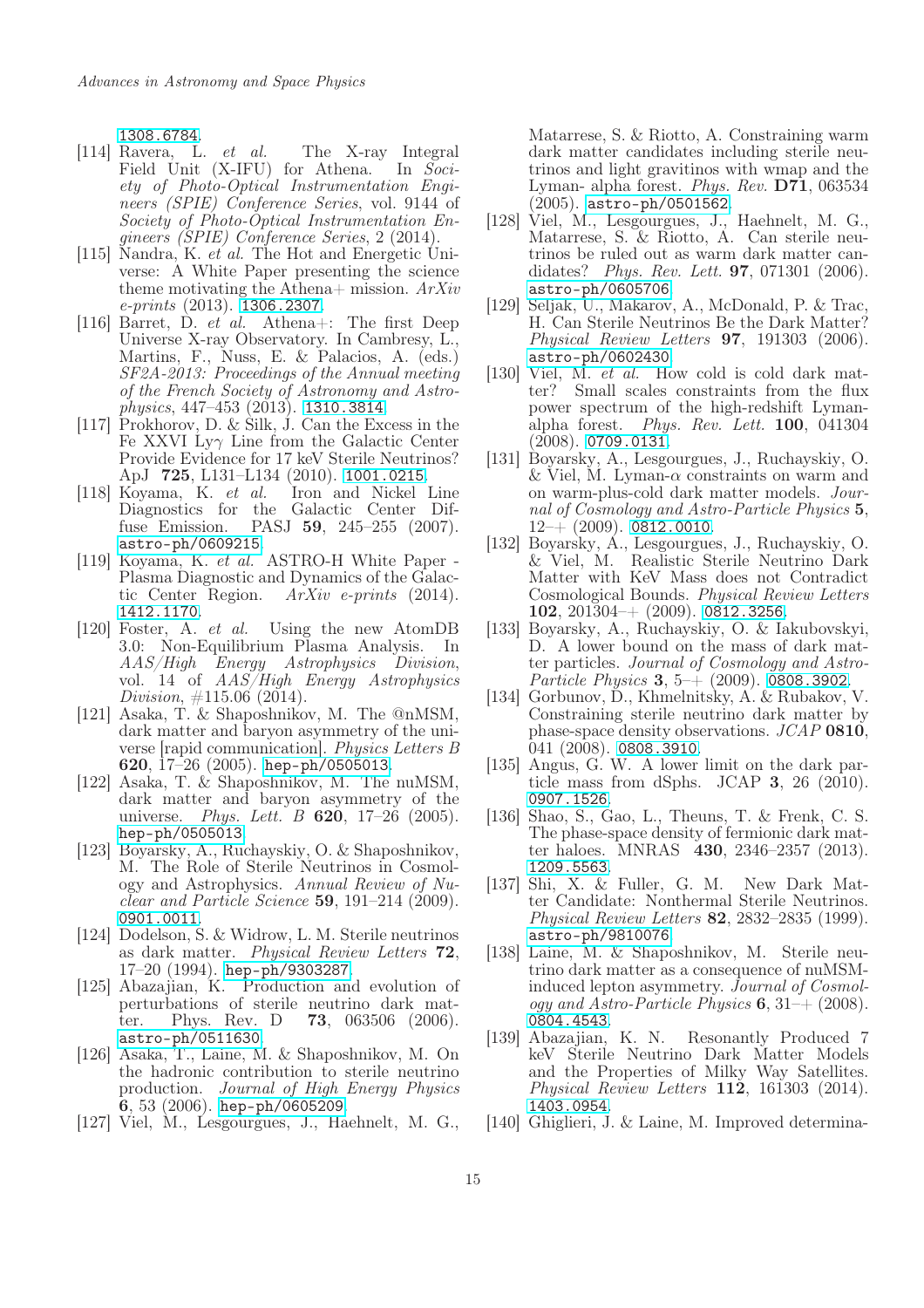1308.6784.

[114] Ravera, L. *et al.* The X-ray Integral Field Unit (X-IFU) for Athena. In *Society of Photo-Optical Instrumentation Engineers (SPIE) Conference Series*, vol. 9144 of *Society of Photo-Optical Instrumentation Engineers (SPIE) Conference Series*, 2 (2014).

[115] Nandra, K. *et al.* The Hot and Energetic Universe: A White Paper presenting the science theme motivating the Athena+ mission. *ArXiv e-prints* (2013). 1306.2307.

[116] Barret, D. *et al.* Athena+: The first Deep Universe X-ray Observatory. In Cambresy, L., Martins, F., Nuss, E. & Palacios, A. (eds.) *SF2A-2013: Proceedings of the Annual meeting of the French Society of Astronomy and Astrophysics*, 447–453 (2013). 1310.3814.

[117] Prokhorov, D. & Silk, J. Can the Excess in the Fe XXVI Ly$\gamma$ Line from the Galactic Center Provide Evidence for 17 keV Sterile Neutrinos? ApJ **725**, L131–L134 (2010). 1001.0215.

[118] Koyama, K. *et al.* Iron and Nickel Line Diagnostics for the Galactic Center Diffuse Emission. PASJ **59**, 245–255 (2007). astro-ph/0609215.

[119] Koyama, K. *et al.* ASTRO-H White Paper - Plasma Diagnostic and Dynamics of the Galactic Center Region. *ArXiv e-prints* (2014). 1412.1170.

[120] Foster, A. *et al.* Using the new AtomDB 3.0: Non-Equilibrium Plasma Analysis. In *AAS/High Energy Astrophysics Division*, vol. 14 of *AAS/High Energy Astrophysics Division*, #115.06 (2014).

[121] Asaka, T. & Shaposhnikov, M. The @nMSM, dark matter and baryon asymmetry of the universe [rapid communication]. *Physics Letters B* **620**, 17–26 (2005). hep-ph/0505013.

[122] Asaka, T. & Shaposhnikov, M. The nuMSM, dark matter and baryon asymmetry of the universe. *Phys. Lett. B* **620**, 17–26 (2005). hep-ph/0505013.

[123] Boyarsky, A., Ruchayskiy, O. & Shaposhnikov, M. The Role of Sterile Neutrinos in Cosmology and Astrophysics. *Annual Review of Nuclear and Particle Science* **59**, 191–214 (2009). 0901.0011.

[124] Dodelson, S. & Widrow, L. M. Sterile neutrinos as dark matter. *Physical Review Letters* **72**, 17–20 (1994). hep-ph/9303287.

[125] Abazajian, K. Production and evolution of perturbations of sterile neutrino dark matter. Phys. Rev. D **73**, 063506 (2006). astro-ph/0511630.

[126] Asaka, T., Laine, M. & Shaposhnikov, M. On the hadronic contribution to sterile neutrino production. *Journal of High Energy Physics* **6**, 53 (2006). hep-ph/0605209.

[127] Viel, M., Lesgourgues, J., Haehnelt, M. G., Matarrese, S. & Riotto, A. Constraining warm dark matter candidates including sterile neutrinos and light gravitinos with wmap and the Lyman- alpha forest. *Phys. Rev.* **D71**, 063534 (2005). astro-ph/0501562.

[128] Viel, M., Lesgourgues, J., Haehnelt, M. G., Matarrese, S. & Riotto, A. Can sterile neutrinos be ruled out as warm dark matter candidates? *Phys. Rev. Lett.* **97**, 071301 (2006). astro-ph/0605706.

[129] Seljak, U., Makarov, A., McDonald, P. & Trac, H. Can Sterile Neutrinos Be the Dark Matter? *Physical Review Letters* **97**, 191303 (2006). astro-ph/0602430.

[130] Viel, M. *et al.* How cold is cold dark matter? Small scales constraints from the flux power spectrum of the high-redshift Lyman-alpha forest. *Phys. Rev. Lett.* **100**, 041304 (2008). 0709.0131.

[131] Boyarsky, A., Lesgourgues, J., Ruchayskiy, O. & Viel, M. Lyman-$\alpha$ constraints on warm and on warm-plus-cold dark matter models. *Journal of Cosmology and Astro-Particle Physics* **5**, 12–+ (2009). 0812.0010.

[132] Boyarsky, A., Lesgourgues, J., Ruchayskiy, O. & Viel, M. Realistic Sterile Neutrino Dark Matter with KeV Mass does not Contradict Cosmological Bounds. *Physical Review Letters* **102**, 201304–+ (2009). 0812.3256.

[133] Boyarsky, A., Ruchayskiy, O. & Iakubovskyi, D. A lower bound on the mass of dark matter particles. *Journal of Cosmology and Astro-Particle Physics* **3**, 5–+ (2009). 0808.3902.

[134] Gorbunov, D., Khmelnitsky, A. & Rubakov, V. Constraining sterile neutrino dark matter by phase-space density observations. *JCAP* **0810**, 041 (2008). 0808.3910.

[135] Angus, G. W. A lower limit on the dark particle mass from dSphs. JCAP **3**, 26 (2010). 0907.1526.

[136] Shao, S., Gao, L., Theuns, T. & Frenk, C. S. The phase-space density of fermionic dark matter haloes. MNRAS **430**, 2346–2357 (2013). 1209.5563.

[137] Shi, X. & Fuller, G. M. New Dark Matter Candidate: Nonthermal Sterile Neutrinos. *Physical Review Letters* **82**, 2832–2835 (1999). astro-ph/9810076.

[138] Laine, M. & Shaposhnikov, M. Sterile neutrino dark matter as a consequence of nuMSM-induced lepton asymmetry. *Journal of Cosmology and Astro-Particle Physics* **6**, 31–+ (2008). 0804.4543.

[139] Abazajian, K. N. Resonantly Produced 7 keV Sterile Neutrino Dark Matter Models and the Properties of Milky Way Satellites. *Physical Review Letters* **112**, 161303 (2014). 1403.0954.

[140] Ghiglieri, J. & Laine, M. Improved determina-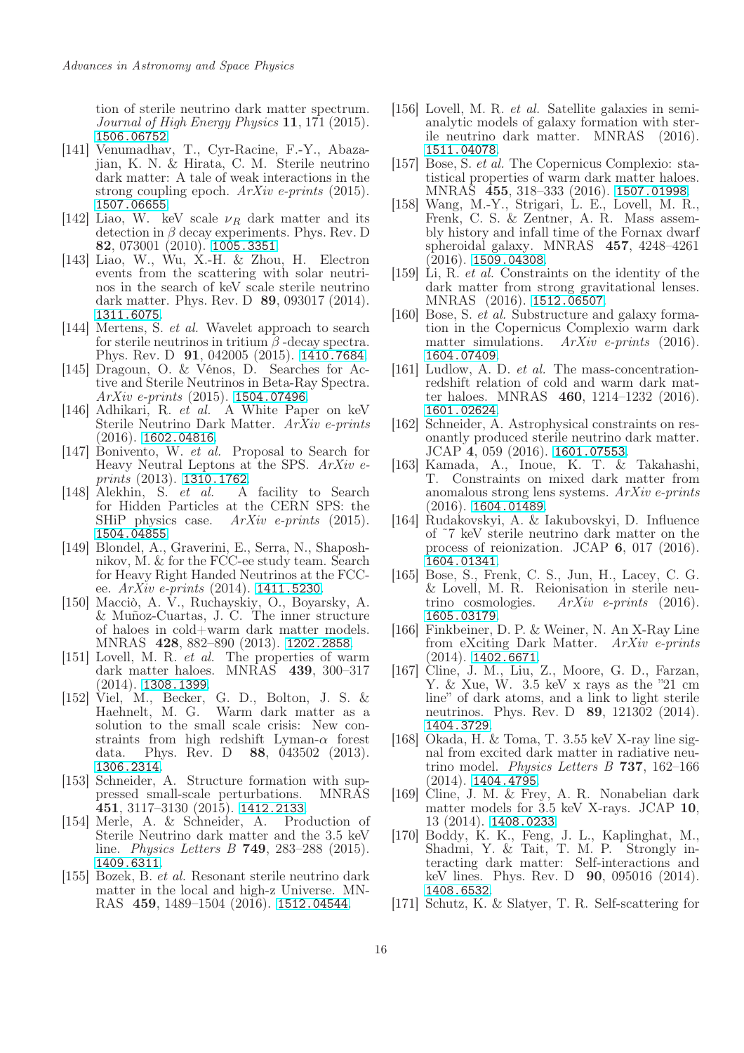tion of sterile neutrino dark matter spectrum. *Journal of High Energy Physics* **11**, 171 (2015). 1506.06752.

[141] Venumadhav, T., Cyr-Racine, F.-Y., Abazajian, K. N. & Hirata, C. M. Sterile neutrino dark matter: A tale of weak interactions in the strong coupling epoch. *ArXiv e-prints* (2015). 1507.06655.

[142] Liao, W. keV scale $\nu_R$ dark matter and its detection in $\beta$ decay experiments. Phys. Rev. D **82**, 073001 (2010). 1005.3351.

[143] Liao, W., Wu, X.-H. & Zhou, H. Electron events from the scattering with solar neutrinos in the search of keV scale sterile neutrino dark matter. Phys. Rev. D **89**, 093017 (2014). 1311.6075.

[144] Mertens, S. *et al.* Wavelet approach to search for sterile neutrinos in tritium $\beta$-decay spectra. Phys. Rev. D **91**, 042005 (2015). 1410.7684.

[145] Dragoun, O. & Vénos, D. Searches for Active and Sterile Neutrinos in Beta-Ray Spectra. *ArXiv e-prints* (2015). 1504.07496.

[146] Adhikari, R. *et al.* A White Paper on keV Sterile Neutrino Dark Matter. *ArXiv e-prints* (2016). 1602.04816.

[147] Bonivento, W. *et al.* Proposal to Search for Heavy Neutral Leptons at the SPS. *ArXiv e-prints* (2013). 1310.1762.

[148] Alekhin, S. *et al.* A facility to Search for Hidden Particles at the CERN SPS: the SHiP physics case. *ArXiv e-prints* (2015). 1504.04855.

[149] Blondel, A., Graverini, E., Serra, N., Shaposhnikov, M. & for the FCC-ee study team. Search for Heavy Right Handed Neutrinos at the FCC-ee. *ArXiv e-prints* (2014). 1411.5230.

[150] Macciò, A. V., Ruchayskiy, O., Boyarsky, A. & Muñoz-Cuartas, J. C. The inner structure of haloes in cold+warm dark matter models. MNRAS **428**, 882–890 (2013). 1202.2858.

[151] Lovell, M. R. *et al.* The properties of warm dark matter haloes. MNRAS **439**, 300–317 (2014). 1308.1399.

[152] Viel, M., Becker, G. D., Bolton, J. S. & Haehnelt, M. G. Warm dark matter as a solution to the small scale crisis: New constraints from high redshift Lyman-$\alpha$ forest data. Phys. Rev. D **88**, 043502 (2013). 1306.2314.

[153] Schneider, A. Structure formation with suppressed small-scale perturbations. MNRAS **451**, 3117–3130 (2015). 1412.2133.

[154] Merle, A. & Schneider, A. Production of Sterile Neutrino dark matter and the 3.5 keV line. *Physics Letters B* **749**, 283–288 (2015). 1409.6311.

[155] Bozek, B. *et al.* Resonant sterile neutrino dark matter in the local and high-z Universe. MNRAS **459**, 1489–1504 (2016). 1512.04544.

[156] Lovell, M. R. *et al.* Satellite galaxies in semi-analytic models of galaxy formation with sterile neutrino dark matter. MNRAS (2016). 1511.04078.

[157] Bose, S. *et al.* The Copernicus Complexio: statistical properties of warm dark matter haloes. MNRAS **455**, 318–333 (2016). 1507.01998.

[158] Wang, M.-Y., Strigari, L. E., Lovell, M. R., Frenk, C. S. & Zentner, A. R. Mass assembly history and infall time of the Fornax dwarf spheroidal galaxy. MNRAS **457**, 4248–4261 (2016). 1509.04308.

[159] Li, R. *et al.* Constraints on the identity of the dark matter from strong gravitational lenses. MNRAS (2016). 1512.06507.

[160] Bose, S. *et al.* Substructure and galaxy formation in the Copernicus Complexio warm dark matter simulations. *ArXiv e-prints* (2016). 1604.07409.

[161] Ludlow, A. D. *et al.* The mass-concentration-redshift relation of cold and warm dark matter haloes. MNRAS **460**, 1214–1232 (2016). 1601.02624.

[162] Schneider, A. Astrophysical constraints on resonantly produced sterile neutrino dark matter. JCAP **4**, 059 (2016). 1601.07553.

[163] Kamada, A., Inoue, K. T. & Takahashi, T. Constraints on mixed dark matter from anomalous strong lens systems. *ArXiv e-prints* (2016). 1604.01489.

[164] Rudakovskyi, A. & Iakubovskyi, D. Influence of ~7 keV sterile neutrino dark matter on the process of reionization. JCAP **6**, 017 (2016). 1604.01341.

[165] Bose, S., Frenk, C. S., Jun, H., Lacey, C. G. & Lovell, M. R. Reionisation in sterile neutrino cosmologies. *ArXiv e-prints* (2016). 1605.03179.

[166] Finkbeiner, D. P. & Weiner, N. An X-Ray Line from eXciting Dark Matter. *ArXiv e-prints* (2014). 1402.6671.

[167] Cline, J. M., Liu, Z., Moore, G. D., Farzan, Y. & Xue, W. 3.5 keV x rays as the "21 cm line" of dark atoms, and a link to light sterile neutrinos. Phys. Rev. D **89**, 121302 (2014). 1404.3729.

[168] Okada, H. & Toma, T. 3.55 keV X-ray line signal from excited dark matter in radiative neutrino model. *Physics Letters B* **737**, 162–166 (2014). 1404.4795.

[169] Cline, J. M. & Frey, A. R. Nonabelian dark matter models for 3.5 keV X-rays. JCAP **10**, 13 (2014). 1408.0233.

[170] Boddy, K. K., Feng, J. L., Kaplinghat, M., Shadmi, Y. & Tait, T. M. P. Strongly interacting dark matter: Self-interactions and keV lines. Phys. Rev. D **90**, 095016 (2014). 1408.6532.

[171] Schutz, K. & Slatyer, T. R. Self-scattering for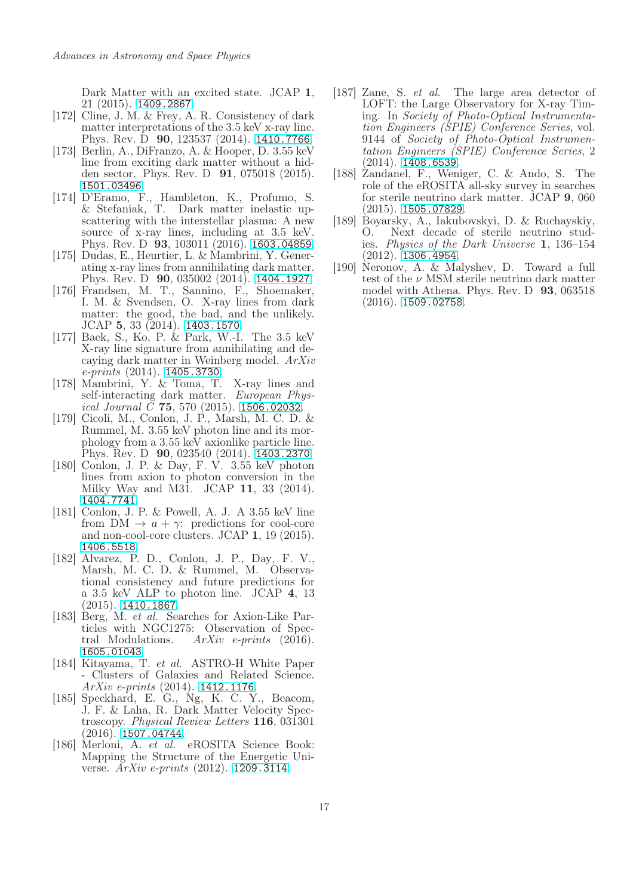Dark Matter with an excited state. JCAP **1**, 21 (2015). 1409.2867.

[172] Cline, J. M. & Frey, A. R. Consistency of dark matter interpretations of the 3.5 keV x-ray line. Phys. Rev. D **90**, 123537 (2014). 1410.7766.

[173] Berlin, A., DiFranzo, A. & Hooper, D. 3.55 keV line from exciting dark matter without a hidden sector. Phys. Rev. D **91**, 075018 (2015). 1501.03496.

[174] D'Eramo, F., Hambleton, K., Profumo, S. & Stefaniak, T. Dark matter inelastic up-scattering with the interstellar plasma: A new source of x-ray lines, including at 3.5 keV. Phys. Rev. D **93**, 103011 (2016). 1603.04859.

[175] Dudas, E., Heurtier, L. & Mambrini, Y. Generating x-ray lines from annihilating dark matter. Phys. Rev. D **90**, 035002 (2014). 1404.1927.

[176] Frandsen, M. T., Sannino, F., Shoemaker, I. M. & Svendsen, O. X-ray lines from dark matter: the good, the bad, and the unlikely. JCAP **5**, 33 (2014). 1403.1570.

[177] Baek, S., Ko, P. & Park, W.-I. The 3.5 keV X-ray line signature from annihilating and decaying dark matter in Weinberg model. *ArXiv e-prints* (2014). 1405.3730.

[178] Mambrini, Y. & Toma, T. X-ray lines and self-interacting dark matter. *European Physical Journal C* **75**, 570 (2015). 1506.02032.

[179] Cicoli, M., Conlon, J. P., Marsh, M. C. D. & Rummel, M. 3.55 keV photon line and its morphology from a 3.55 keV axionlike particle line. Phys. Rev. D **90**, 023540 (2014). 1403.2370.

[180] Conlon, J. P. & Day, F. V. 3.55 keV photon lines from axion to photon conversion in the Milky Way and M31. JCAP **11**, 33 (2014). 1404.7741.

[181] Conlon, J. P. & Powell, A. J. A 3.55 keV line from DM $\rightarrow a + \gamma$: predictions for cool-core and non-cool-core clusters. JCAP **1**, 19 (2015). 1406.5518.

[182] Alvarez, P. D., Conlon, J. P., Day, F. V., Marsh, M. C. D. & Rummel, M. Observational consistency and future predictions for a 3.5 keV ALP to photon line. JCAP **4**, 13 (2015). 1410.1867.

[183] Berg, M. *et al.* Searches for Axion-Like Particles with NGC1275: Observation of Spectral Modulations. *ArXiv e-prints* (2016). 1605.01043.

[184] Kitayama, T. *et al.* ASTRO-H White Paper - Clusters of Galaxies and Related Science. *ArXiv e-prints* (2014). 1412.1176.

[185] Speckhard, E. G., Ng, K. C. Y., Beacom, J. F. & Laha, R. Dark Matter Velocity Spectroscopy. *Physical Review Letters* **116**, 031301 (2016). 1507.04744.

[186] Merloni, A. *et al.* eROSITA Science Book: Mapping the Structure of the Energetic Universe. *ArXiv e-prints* (2012). 1209.3114.

[187] Zane, S. *et al.* The large area detector of LOFT: the Large Observatory for X-ray Timing. In *Society of Photo-Optical Instrumentation Engineers (SPIE) Conference Series*, vol. 9144 of *Society of Photo-Optical Instrumentation Engineers (SPIE) Conference Series*, 2 (2014). 1408.6539.

[188] Zandanel, F., Weniger, C. & Ando, S. The role of the eROSITA all-sky survey in searches for sterile neutrino dark matter. JCAP **9**, 060 (2015). 1505.07829.

[189] Boyarsky, A., Iakubovskyi, D. & Ruchayskiy, O. Next decade of sterile neutrino studies. *Physics of the Dark Universe* **1**, 136–154 (2012). 1306.4954.

[190] Neronov, A. & Malyshev, D. Toward a full test of the $\nu$ MSM sterile neutrino dark matter model with Athena. Phys. Rev. D **93**, 063518 (2016). 1509.02758.